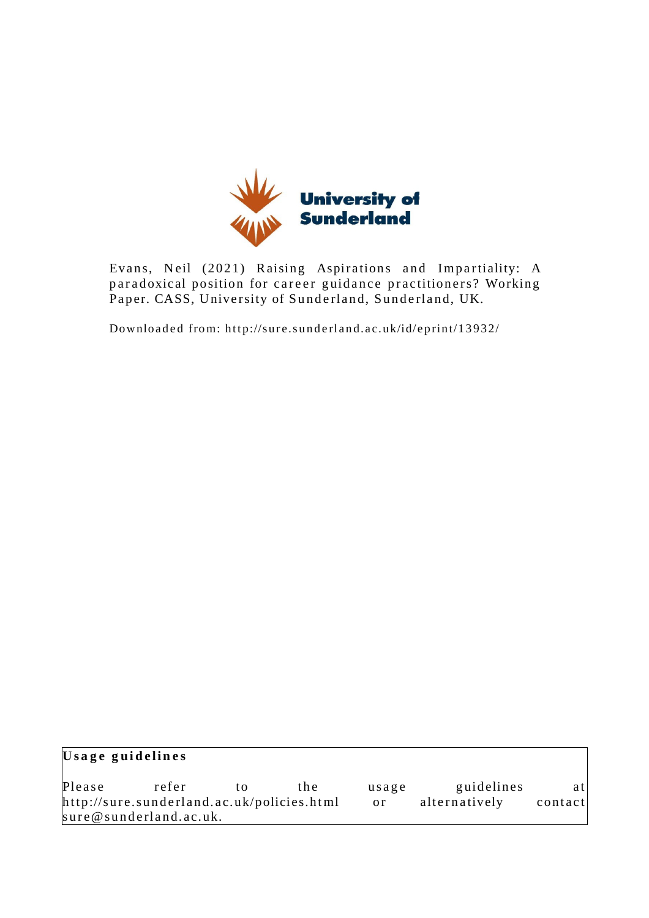University of Sunderland

Evans, Neil (2021) Raising Aspirations and Impartiality: A paradoxical position for career guidance practitioners? Working Paper. CASS, University of Sunderland, Sunderland, UK.

Downloaded from: http://sure.sunderland.ac.uk/id/eprint/13932/

**Usage guidelines**

Please refer to the usage guidelines at http://sure.sunderland.ac.uk/policies.html or alternatively contact sure@sunderland.ac.uk.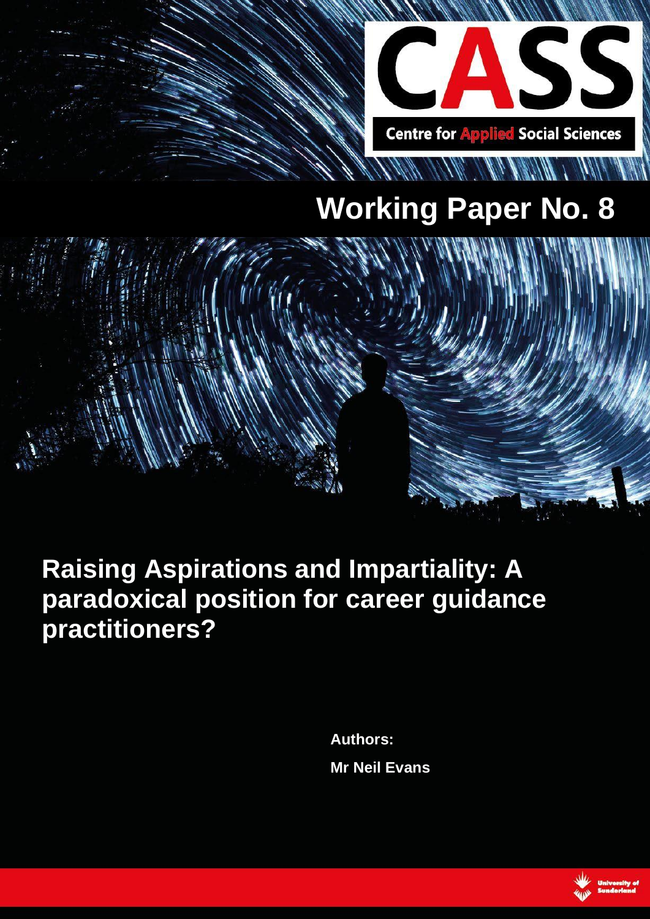Centre for Applied Social Sciences

# Working Paper No. 8

## Raising Aspirations and Impartiality: A paradoxical position for career guidance practitioners?

**Authors:**

**Mr Neil Evans**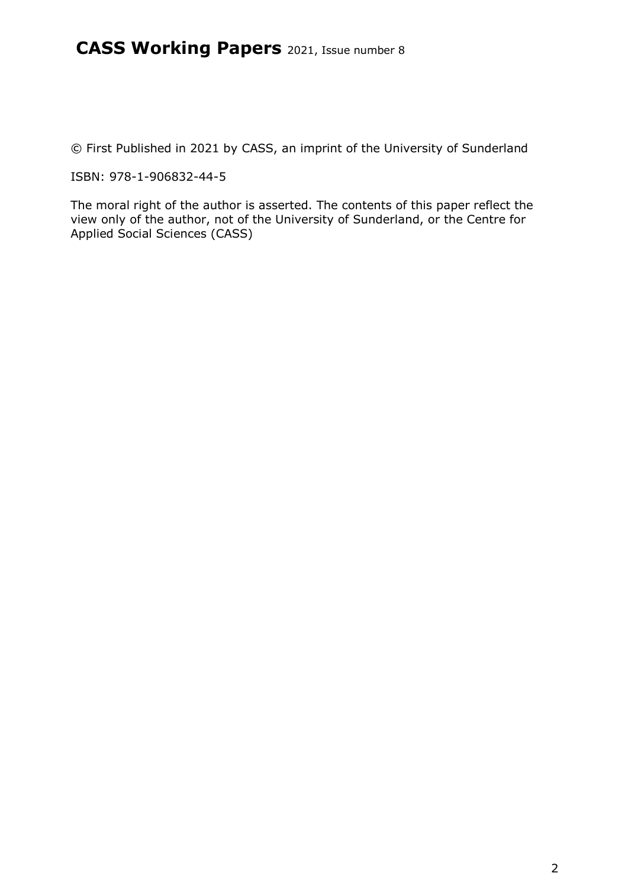**CASS Working Papers** 2021, Issue number 8

© First Published in 2021 by CASS, an imprint of the University of Sunderland

ISBN: 978-1-906832-44-5

The moral right of the author is asserted. The contents of this paper reflect the view only of the author, not of the University of Sunderland, or the Centre for Applied Social Sciences (CASS)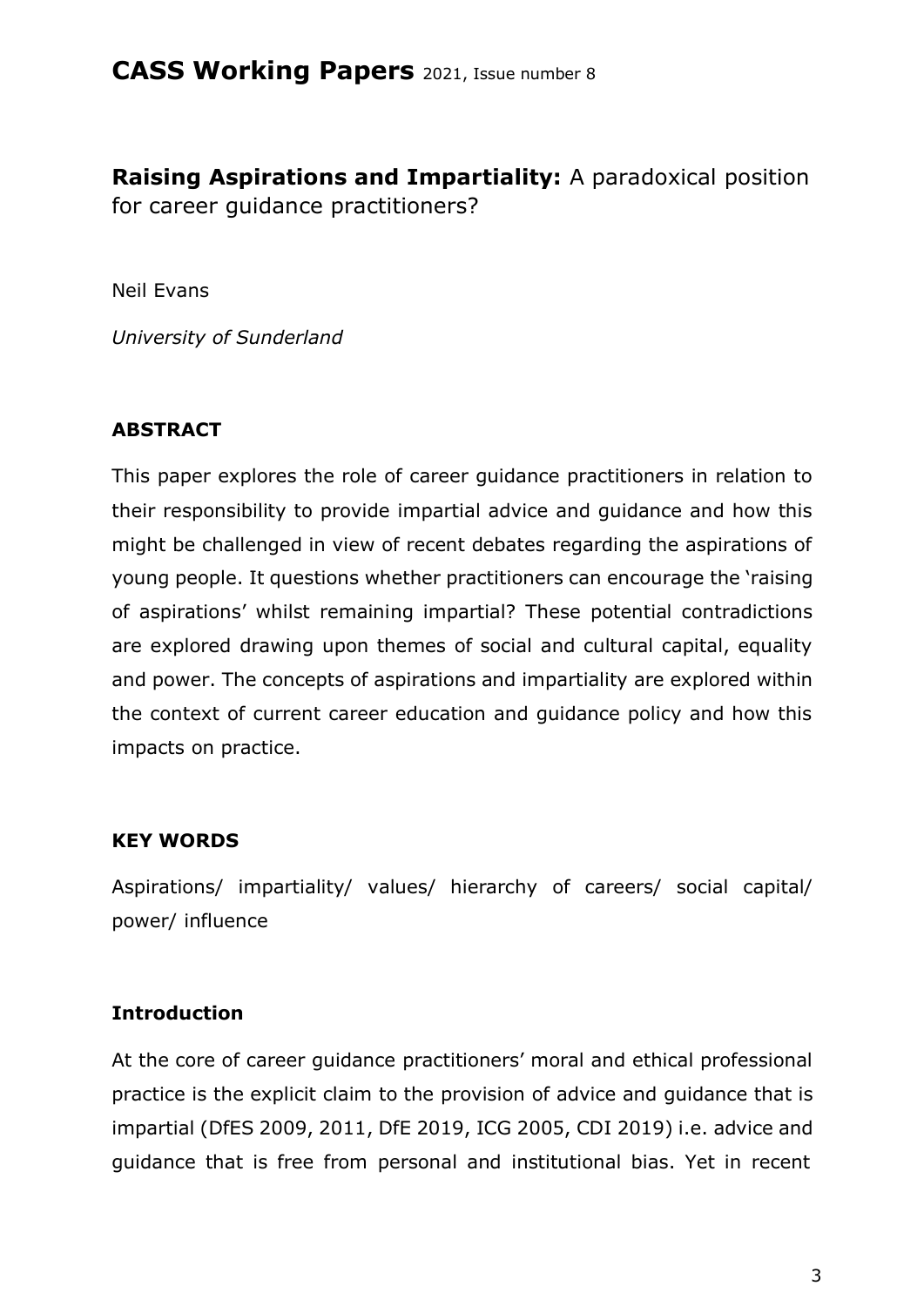# CASS Working Papers 2021, Issue number 8

## **Raising Aspirations and Impartiality:** A paradoxical position for career guidance practitioners?

Neil Evans

*University of Sunderland*

### ABSTRACT

This paper explores the role of career guidance practitioners in relation to their responsibility to provide impartial advice and guidance and how this might be challenged in view of recent debates regarding the aspirations of young people. It questions whether practitioners can encourage the 'raising of aspirations' whilst remaining impartial? These potential contradictions are explored drawing upon themes of social and cultural capital, equality and power. The concepts of aspirations and impartiality are explored within the context of current career education and guidance policy and how this impacts on practice.

### KEY WORDS

Aspirations/ impartiality/ values/ hierarchy of careers/ social capital/ power/ influence

### Introduction

At the core of career guidance practitioners' moral and ethical professional practice is the explicit claim to the provision of advice and guidance that is impartial (DfES 2009, 2011, DfE 2019, ICG 2005, CDI 2019) i.e. advice and guidance that is free from personal and institutional bias. Yet in recent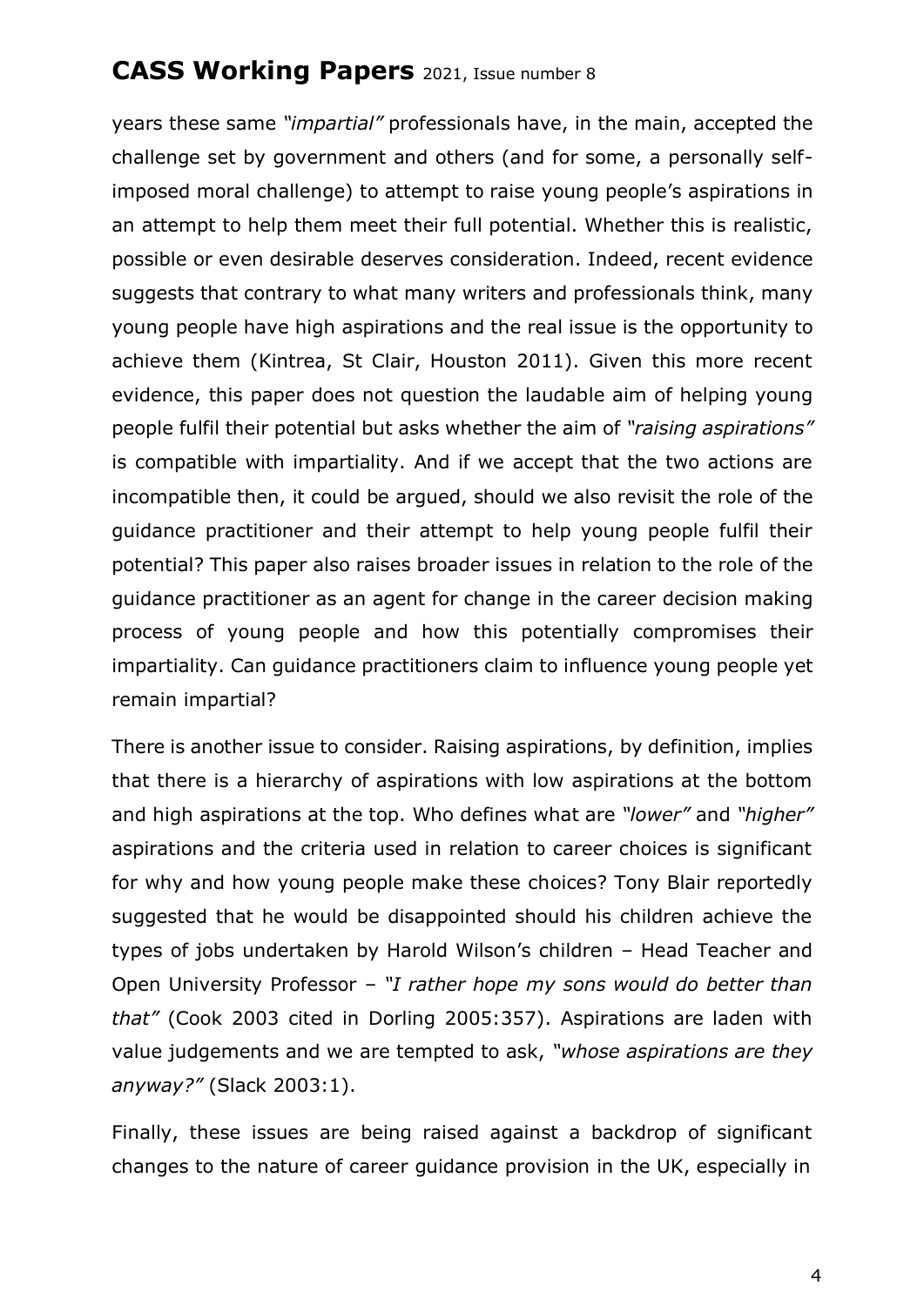years these same *"impartial"* professionals have, in the main, accepted the challenge set by government and others (and for some, a personally self-imposed moral challenge) to attempt to raise young people's aspirations in an attempt to help them meet their full potential. Whether this is realistic, possible or even desirable deserves consideration. Indeed, recent evidence suggests that contrary to what many writers and professionals think, many young people have high aspirations and the real issue is the opportunity to achieve them (Kintrea, St Clair, Houston 2011). Given this more recent evidence, this paper does not question the laudable aim of helping young people fulfil their potential but asks whether the aim of *"raising aspirations"* is compatible with impartiality. And if we accept that the two actions are incompatible then, it could be argued, should we also revisit the role of the guidance practitioner and their attempt to help young people fulfil their potential? This paper also raises broader issues in relation to the role of the guidance practitioner as an agent for change in the career decision making process of young people and how this potentially compromises their impartiality. Can guidance practitioners claim to influence young people yet remain impartial?

There is another issue to consider. Raising aspirations, by definition, implies that there is a hierarchy of aspirations with low aspirations at the bottom and high aspirations at the top. Who defines what are *"lower"* and *"higher"* aspirations and the criteria used in relation to career choices is significant for why and how young people make these choices? Tony Blair reportedly suggested that he would be disappointed should his children achieve the types of jobs undertaken by Harold Wilson's children – Head Teacher and Open University Professor – *"I rather hope my sons would do better than that"* (Cook 2003 cited in Dorling 2005:357). Aspirations are laden with value judgements and we are tempted to ask, *"whose aspirations are they anyway?"* (Slack 2003:1).

Finally, these issues are being raised against a backdrop of significant changes to the nature of career guidance provision in the UK, especially in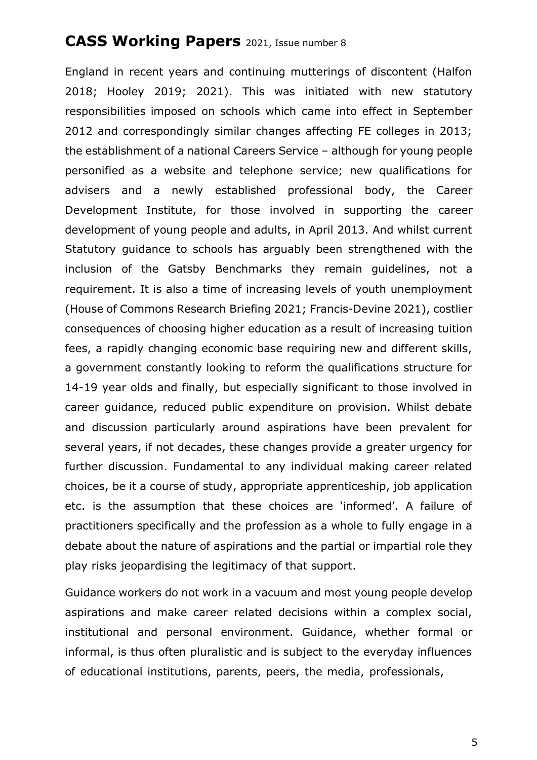England in recent years and continuing mutterings of discontent (Halfon 2018; Hooley 2019; 2021). This was initiated with new statutory responsibilities imposed on schools which came into effect in September 2012 and correspondingly similar changes affecting FE colleges in 2013; the establishment of a national Careers Service – although for young people personified as a website and telephone service; new qualifications for advisers and a newly established professional body, the Career Development Institute, for those involved in supporting the career development of young people and adults, in April 2013. And whilst current Statutory guidance to schools has arguably been strengthened with the inclusion of the Gatsby Benchmarks they remain guidelines, not a requirement. It is also a time of increasing levels of youth unemployment (House of Commons Research Briefing 2021; Francis-Devine 2021), costlier consequences of choosing higher education as a result of increasing tuition fees, a rapidly changing economic base requiring new and different skills, a government constantly looking to reform the qualifications structure for 14-19 year olds and finally, but especially significant to those involved in career guidance, reduced public expenditure on provision. Whilst debate and discussion particularly around aspirations have been prevalent for several years, if not decades, these changes provide a greater urgency for further discussion. Fundamental to any individual making career related choices, be it a course of study, appropriate apprenticeship, job application etc. is the assumption that these choices are 'informed'. A failure of practitioners specifically and the profession as a whole to fully engage in a debate about the nature of aspirations and the partial or impartial role they play risks jeopardising the legitimacy of that support.

Guidance workers do not work in a vacuum and most young people develop aspirations and make career related decisions within a complex social, institutional and personal environment. Guidance, whether formal or informal, is thus often pluralistic and is subject to the everyday influences of educational institutions, parents, peers, the media, professionals,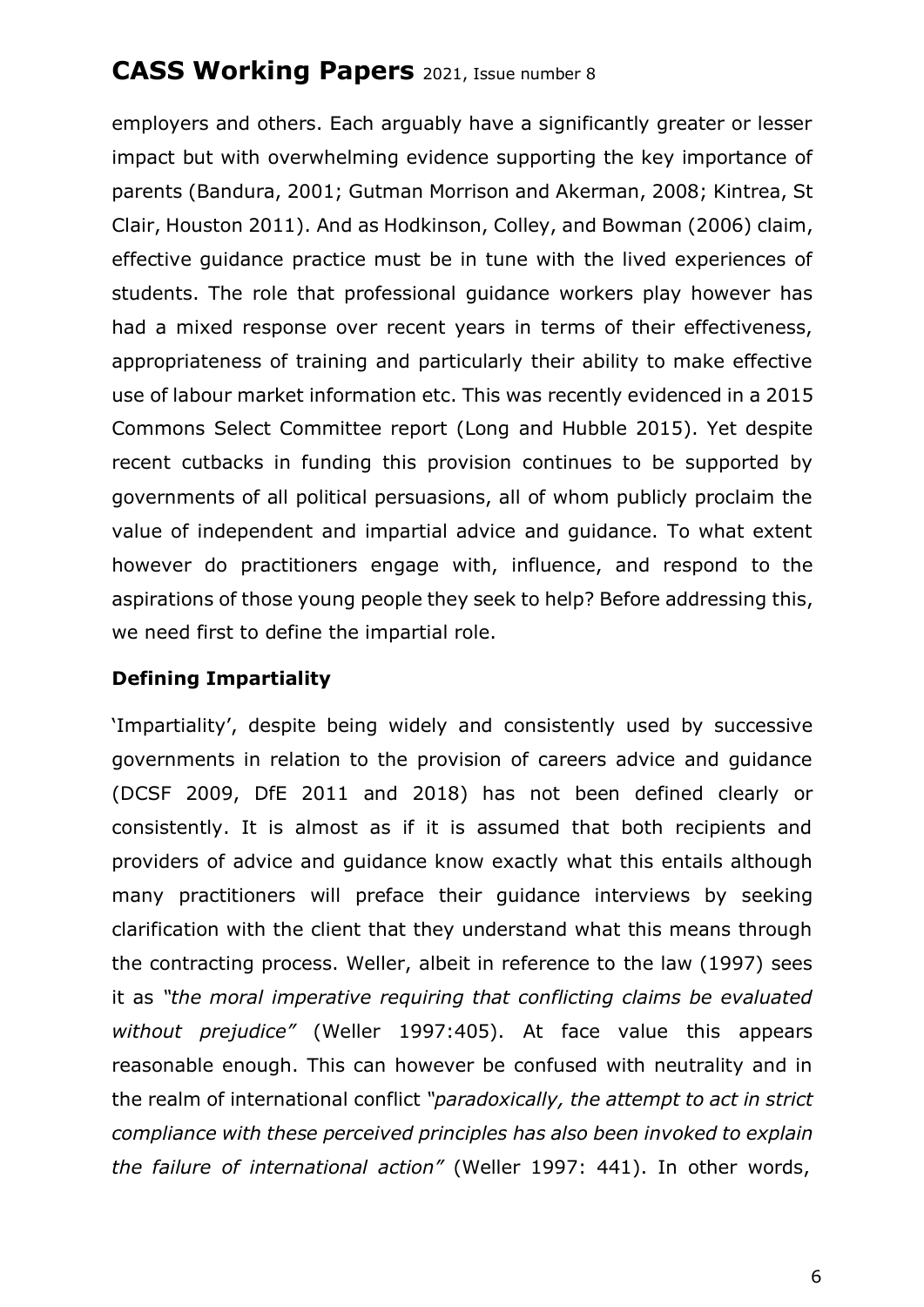employers and others. Each arguably have a significantly greater or lesser impact but with overwhelming evidence supporting the key importance of parents (Bandura, 2001; Gutman Morrison and Akerman, 2008; Kintrea, St Clair, Houston 2011). And as Hodkinson, Colley, and Bowman (2006) claim, effective guidance practice must be in tune with the lived experiences of students. The role that professional guidance workers play however has had a mixed response over recent years in terms of their effectiveness, appropriateness of training and particularly their ability to make effective use of labour market information etc. This was recently evidenced in a 2015 Commons Select Committee report (Long and Hubble 2015). Yet despite recent cutbacks in funding this provision continues to be supported by governments of all political persuasions, all of whom publicly proclaim the value of independent and impartial advice and guidance. To what extent however do practitioners engage with, influence, and respond to the aspirations of those young people they seek to help? Before addressing this, we need first to define the impartial role.

**Defining Impartiality**

'Impartiality', despite being widely and consistently used by successive governments in relation to the provision of careers advice and guidance (DCSF 2009, DfE 2011 and 2018) has not been defined clearly or consistently. It is almost as if it is assumed that both recipients and providers of advice and guidance know exactly what this entails although many practitioners will preface their guidance interviews by seeking clarification with the client that they understand what this means through the contracting process. Weller, albeit in reference to the law (1997) sees it as *"the moral imperative requiring that conflicting claims be evaluated without prejudice"* (Weller 1997:405). At face value this appears reasonable enough. This can however be confused with neutrality and in the realm of international conflict *"paradoxically, the attempt to act in strict compliance with these perceived principles has also been invoked to explain the failure of international action"* (Weller 1997: 441). In other words,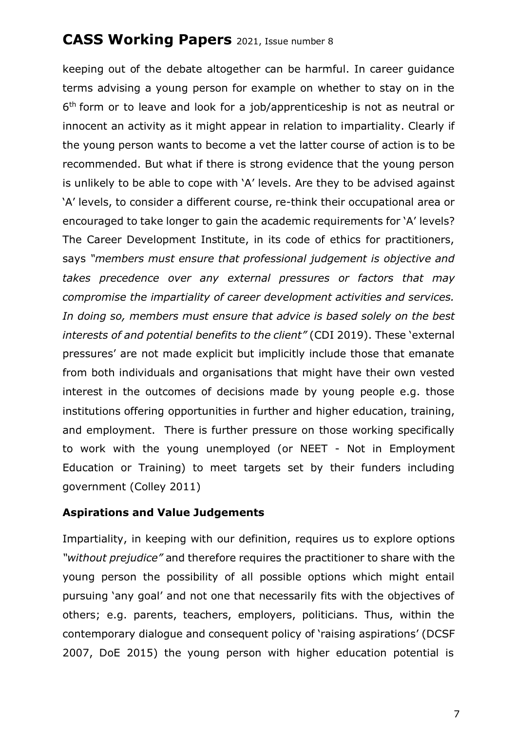keeping out of the debate altogether can be harmful. In career guidance terms advising a young person for example on whether to stay on in the 6th form or to leave and look for a job/apprenticeship is not as neutral or innocent an activity as it might appear in relation to impartiality. Clearly if the young person wants to become a vet the latter course of action is to be recommended. But what if there is strong evidence that the young person is unlikely to be able to cope with 'A' levels. Are they to be advised against 'A' levels, to consider a different course, re-think their occupational area or encouraged to take longer to gain the academic requirements for 'A' levels? The Career Development Institute, in its code of ethics for practitioners, says *"members must ensure that professional judgement is objective and takes precedence over any external pressures or factors that may compromise the impartiality of career development activities and services. In doing so, members must ensure that advice is based solely on the best interests of and potential benefits to the client"* (CDI 2019). These 'external pressures' are not made explicit but implicitly include those that emanate from both individuals and organisations that might have their own vested interest in the outcomes of decisions made by young people e.g. those institutions offering opportunities in further and higher education, training, and employment. There is further pressure on those working specifically to work with the young unemployed (or NEET - Not in Employment Education or Training) to meet targets set by their funders including government (Colley 2011)

**Aspirations and Value Judgements**

Impartiality, in keeping with our definition, requires us to explore options *"without prejudice"* and therefore requires the practitioner to share with the young person the possibility of all possible options which might entail pursuing 'any goal' and not one that necessarily fits with the objectives of others; e.g. parents, teachers, employers, politicians. Thus, within the contemporary dialogue and consequent policy of 'raising aspirations' (DCSF 2007, DoE 2015) the young person with higher education potential is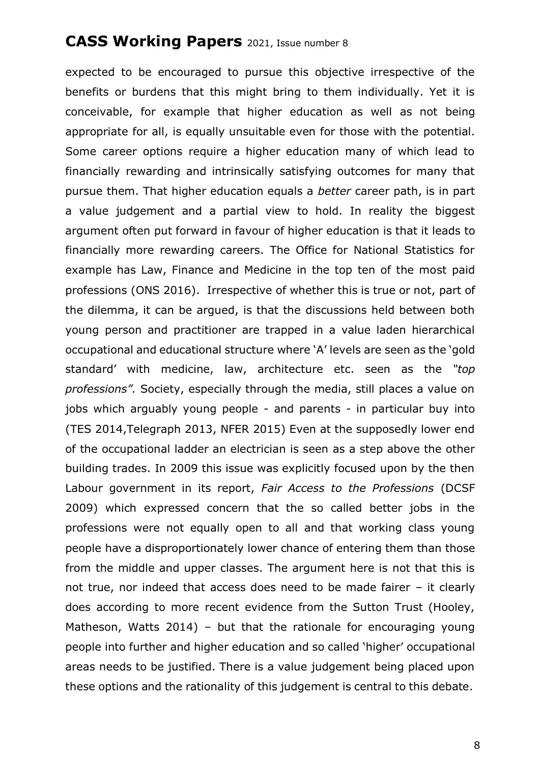expected to be encouraged to pursue this objective irrespective of the benefits or burdens that this might bring to them individually. Yet it is conceivable, for example that higher education as well as not being appropriate for all, is equally unsuitable even for those with the potential. Some career options require a higher education many of which lead to financially rewarding and intrinsically satisfying outcomes for many that pursue them. That higher education equals a *better* career path, is in part a value judgement and a partial view to hold. In reality the biggest argument often put forward in favour of higher education is that it leads to financially more rewarding careers. The Office for National Statistics for example has Law, Finance and Medicine in the top ten of the most paid professions (ONS 2016). Irrespective of whether this is true or not, part of the dilemma, it can be argued, is that the discussions held between both young person and practitioner are trapped in a value laden hierarchical occupational and educational structure where 'A' levels are seen as the 'gold standard' with medicine, law, architecture etc. seen as the *"top professions".* Society, especially through the media, still places a value on jobs which arguably young people - and parents - in particular buy into (TES 2014,Telegraph 2013, NFER 2015) Even at the supposedly lower end of the occupational ladder an electrician is seen as a step above the other building trades. In 2009 this issue was explicitly focused upon by the then Labour government in its report, *Fair Access to the Professions* (DCSF 2009) which expressed concern that the so called better jobs in the professions were not equally open to all and that working class young people have a disproportionately lower chance of entering them than those from the middle and upper classes. The argument here is not that this is not true, nor indeed that access does need to be made fairer – it clearly does according to more recent evidence from the Sutton Trust (Hooley, Matheson, Watts 2014) – but that the rationale for encouraging young people into further and higher education and so called 'higher' occupational areas needs to be justified. There is a value judgement being placed upon these options and the rationality of this judgement is central to this debate.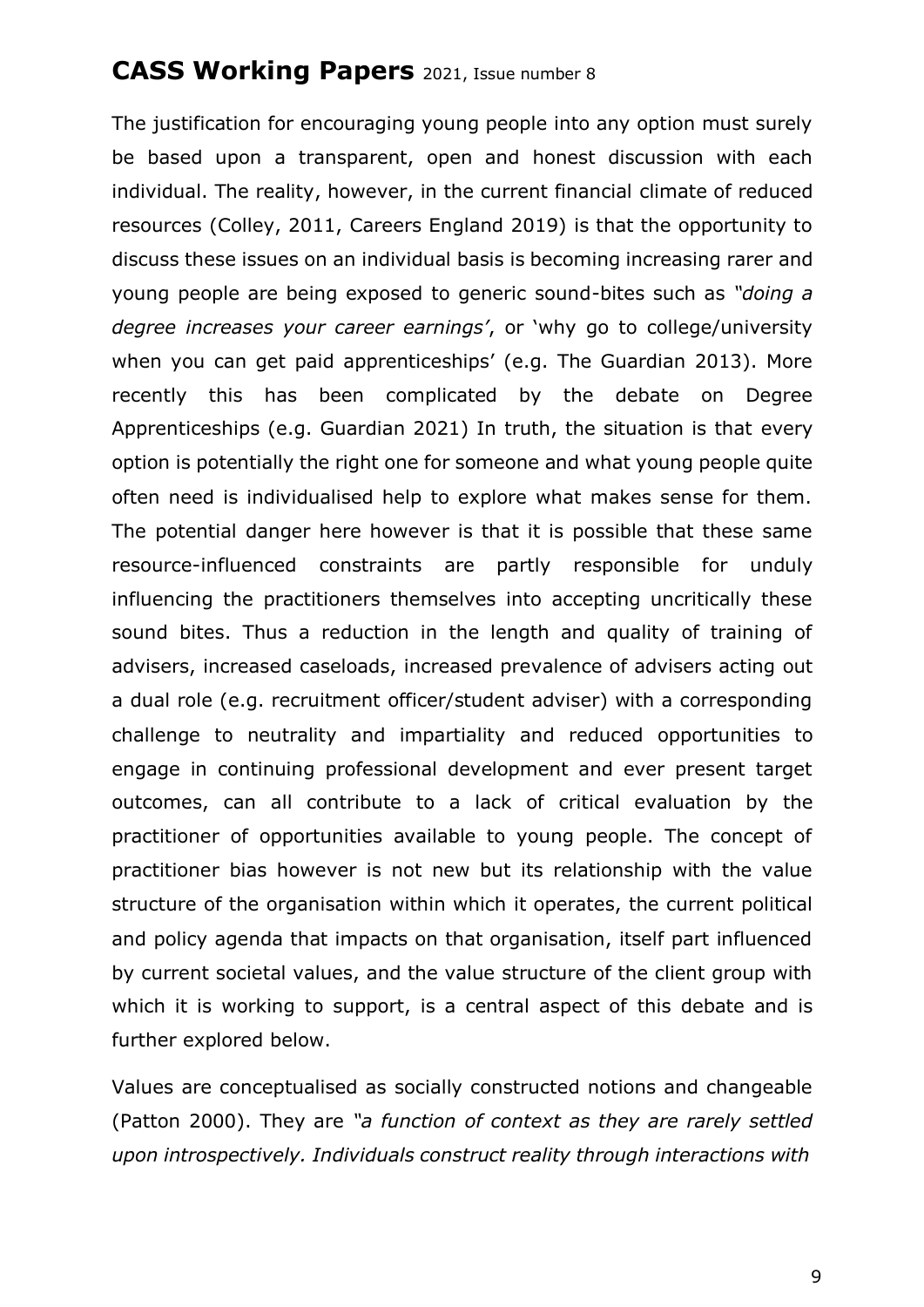The justification for encouraging young people into any option must surely be based upon a transparent, open and honest discussion with each individual. The reality, however, in the current financial climate of reduced resources (Colley, 2011, Careers England 2019) is that the opportunity to discuss these issues on an individual basis is becoming increasing rarer and young people are being exposed to generic sound-bites such as *"doing a degree increases your career earnings'*, or 'why go to college/university when you can get paid apprenticeships' (e.g. The Guardian 2013). More recently this has been complicated by the debate on Degree Apprenticeships (e.g. Guardian 2021) In truth, the situation is that every option is potentially the right one for someone and what young people quite often need is individualised help to explore what makes sense for them. The potential danger here however is that it is possible that these same resource-influenced constraints are partly responsible for unduly influencing the practitioners themselves into accepting uncritically these sound bites. Thus a reduction in the length and quality of training of advisers, increased caseloads, increased prevalence of advisers acting out a dual role (e.g. recruitment officer/student adviser) with a corresponding challenge to neutrality and impartiality and reduced opportunities to engage in continuing professional development and ever present target outcomes, can all contribute to a lack of critical evaluation by the practitioner of opportunities available to young people. The concept of practitioner bias however is not new but its relationship with the value structure of the organisation within which it operates, the current political and policy agenda that impacts on that organisation, itself part influenced by current societal values, and the value structure of the client group with which it is working to support, is a central aspect of this debate and is further explored below.

Values are conceptualised as socially constructed notions and changeable (Patton 2000). They are *"a function of context as they are rarely settled upon introspectively. Individuals construct reality through interactions with*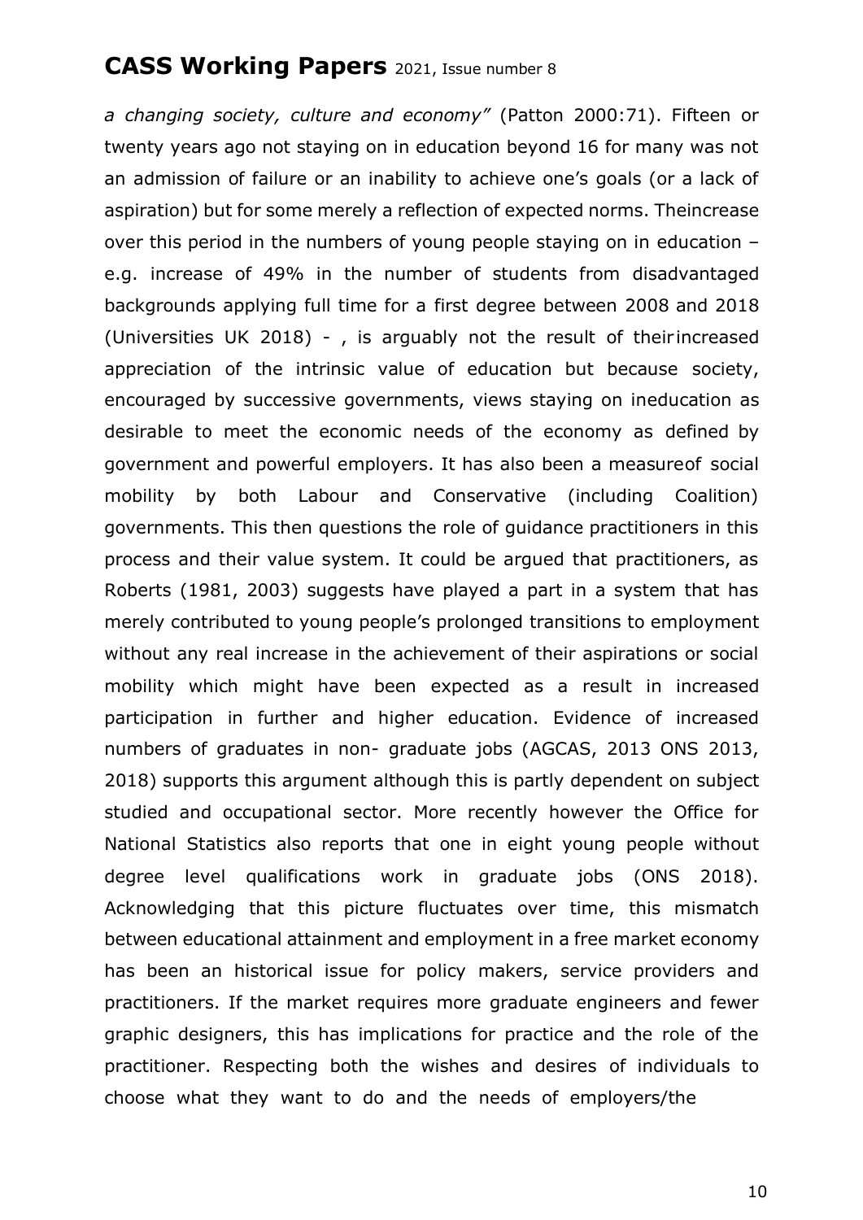*a changing society, culture and economy"* (Patton 2000:71). Fifteen or twenty years ago not staying on in education beyond 16 for many was not an admission of failure or an inability to achieve one's goals (or a lack of aspiration) but for some merely a reflection of expected norms. Theincrease over this period in the numbers of young people staying on in education – e.g. increase of 49% in the number of students from disadvantaged backgrounds applying full time for a first degree between 2008 and 2018 (Universities UK 2018) - , is arguably not the result of theirincreased appreciation of the intrinsic value of education but because society, encouraged by successive governments, views staying on ineducation as desirable to meet the economic needs of the economy as defined by government and powerful employers. It has also been a measureof social mobility by both Labour and Conservative (including Coalition) governments. This then questions the role of guidance practitioners in this process and their value system. It could be argued that practitioners, as Roberts (1981, 2003) suggests have played a part in a system that has merely contributed to young people's prolonged transitions to employment without any real increase in the achievement of their aspirations or social mobility which might have been expected as a result in increased participation in further and higher education. Evidence of increased numbers of graduates in non- graduate jobs (AGCAS, 2013 ONS 2013, 2018) supports this argument although this is partly dependent on subject studied and occupational sector. More recently however the Office for National Statistics also reports that one in eight young people without degree level qualifications work in graduate jobs (ONS 2018). Acknowledging that this picture fluctuates over time, this mismatch between educational attainment and employment in a free market economy has been an historical issue for policy makers, service providers and practitioners. If the market requires more graduate engineers and fewer graphic designers, this has implications for practice and the role of the practitioner. Respecting both the wishes and desires of individuals to choose what they want to do and the needs of employers/the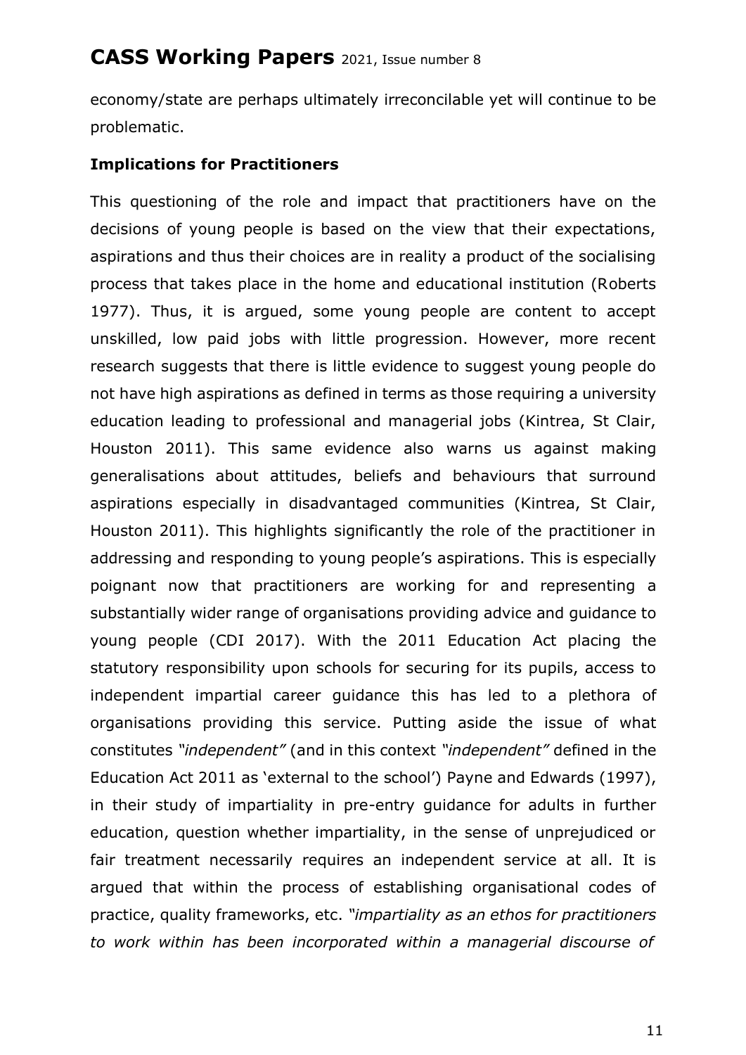economy/state are perhaps ultimately irreconcilable yet will continue to be problematic.

**Implications for Practitioners**

This questioning of the role and impact that practitioners have on the decisions of young people is based on the view that their expectations, aspirations and thus their choices are in reality a product of the socialising process that takes place in the home and educational institution (Roberts 1977). Thus, it is argued, some young people are content to accept unskilled, low paid jobs with little progression. However, more recent research suggests that there is little evidence to suggest young people do not have high aspirations as defined in terms as those requiring a university education leading to professional and managerial jobs (Kintrea, St Clair, Houston 2011). This same evidence also warns us against making generalisations about attitudes, beliefs and behaviours that surround aspirations especially in disadvantaged communities (Kintrea, St Clair, Houston 2011). This highlights significantly the role of the practitioner in addressing and responding to young people's aspirations. This is especially poignant now that practitioners are working for and representing a substantially wider range of organisations providing advice and guidance to young people (CDI 2017). With the 2011 Education Act placing the statutory responsibility upon schools for securing for its pupils, access to independent impartial career guidance this has led to a plethora of organisations providing this service. Putting aside the issue of what constitutes *"independent"* (and in this context *"independent"* defined in the Education Act 2011 as 'external to the school') Payne and Edwards (1997), in their study of impartiality in pre-entry guidance for adults in further education, question whether impartiality, in the sense of unprejudiced or fair treatment necessarily requires an independent service at all. It is argued that within the process of establishing organisational codes of practice, quality frameworks, etc. *"impartiality as an ethos for practitioners to work within has been incorporated within a managerial discourse of*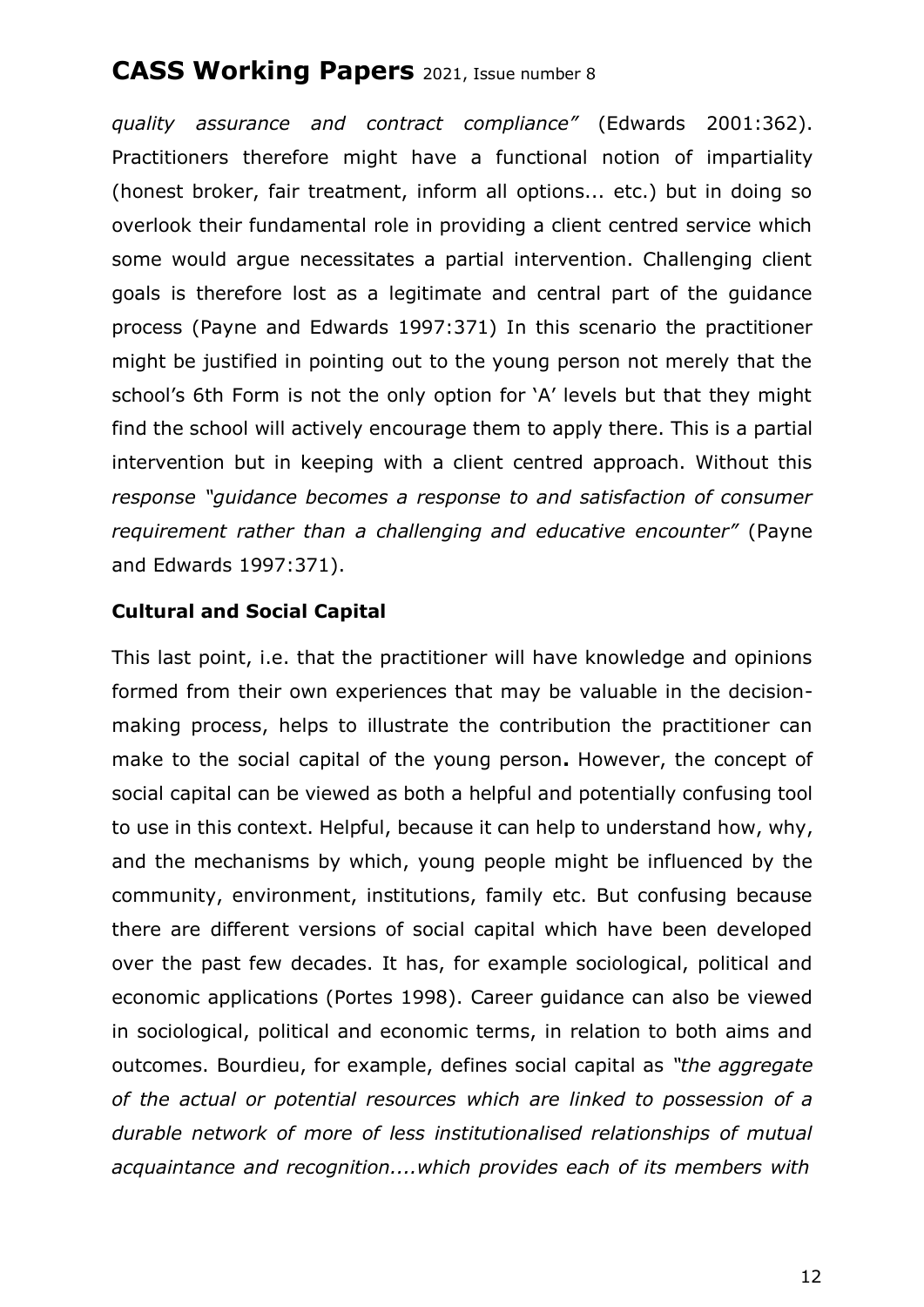*quality assurance and contract compliance"* (Edwards 2001:362). Practitioners therefore might have a functional notion of impartiality (honest broker, fair treatment, inform all options... etc.) but in doing so overlook their fundamental role in providing a client centred service which some would argue necessitates a partial intervention. Challenging client goals is therefore lost as a legitimate and central part of the guidance process (Payne and Edwards 1997:371) In this scenario the practitioner might be justified in pointing out to the young person not merely that the school's 6th Form is not the only option for 'A' levels but that they might find the school will actively encourage them to apply there. This is a partial intervention but in keeping with a client centred approach. Without this *response "guidance becomes a response to and satisfaction of consumer requirement rather than a challenging and educative encounter"* (Payne and Edwards 1997:371).

**Cultural and Social Capital**

This last point, i.e. that the practitioner will have knowledge and opinions formed from their own experiences that may be valuable in the decision-making process, helps to illustrate the contribution the practitioner can make to the social capital of the young person**.** However, the concept of social capital can be viewed as both a helpful and potentially confusing tool to use in this context. Helpful, because it can help to understand how, why, and the mechanisms by which, young people might be influenced by the community, environment, institutions, family etc. But confusing because there are different versions of social capital which have been developed over the past few decades. It has, for example sociological, political and economic applications (Portes 1998). Career guidance can also be viewed in sociological, political and economic terms, in relation to both aims and outcomes. Bourdieu, for example, defines social capital as *"the aggregate of the actual or potential resources which are linked to possession of a durable network of more of less institutionalised relationships of mutual acquaintance and recognition....which provides each of its members with*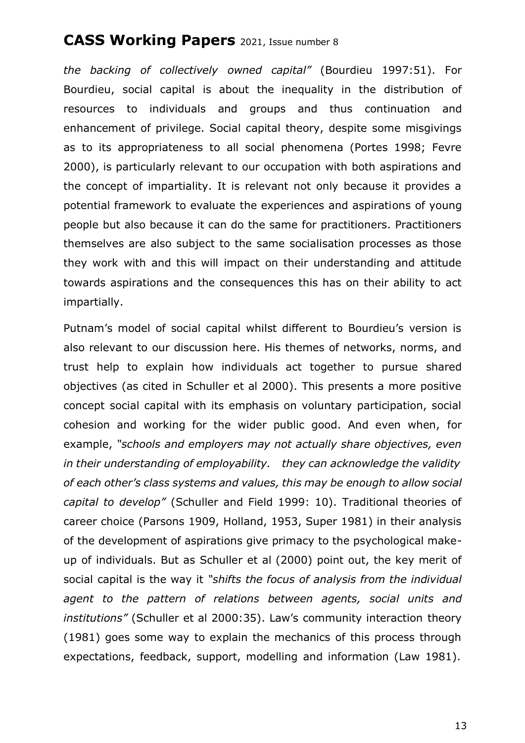*the backing of collectively owned capital"* (Bourdieu 1997:51). For Bourdieu, social capital is about the inequality in the distribution of resources to individuals and groups and thus continuation and enhancement of privilege. Social capital theory, despite some misgivings as to its appropriateness to all social phenomena (Portes 1998; Fevre 2000), is particularly relevant to our occupation with both aspirations and the concept of impartiality. It is relevant not only because it provides a potential framework to evaluate the experiences and aspirations of young people but also because it can do the same for practitioners. Practitioners themselves are also subject to the same socialisation processes as those they work with and this will impact on their understanding and attitude towards aspirations and the consequences this has on their ability to act impartially.

Putnam's model of social capital whilst different to Bourdieu's version is also relevant to our discussion here. His themes of networks, norms, and trust help to explain how individuals act together to pursue shared objectives (as cited in Schuller et al 2000). This presents a more positive concept social capital with its emphasis on voluntary participation, social cohesion and working for the wider public good. And even when, for example, *"schools and employers may not actually share objectives, even in their understanding of employability. they can acknowledge the validity of each other's class systems and values, this may be enough to allow social capital to develop"* (Schuller and Field 1999: 10). Traditional theories of career choice (Parsons 1909, Holland, 1953, Super 1981) in their analysis of the development of aspirations give primacy to the psychological make-up of individuals. But as Schuller et al (2000) point out, the key merit of social capital is the way it *"shifts the focus of analysis from the individual agent to the pattern of relations between agents, social units and institutions"* (Schuller et al 2000:35). Law's community interaction theory (1981) goes some way to explain the mechanics of this process through expectations, feedback, support, modelling and information (Law 1981).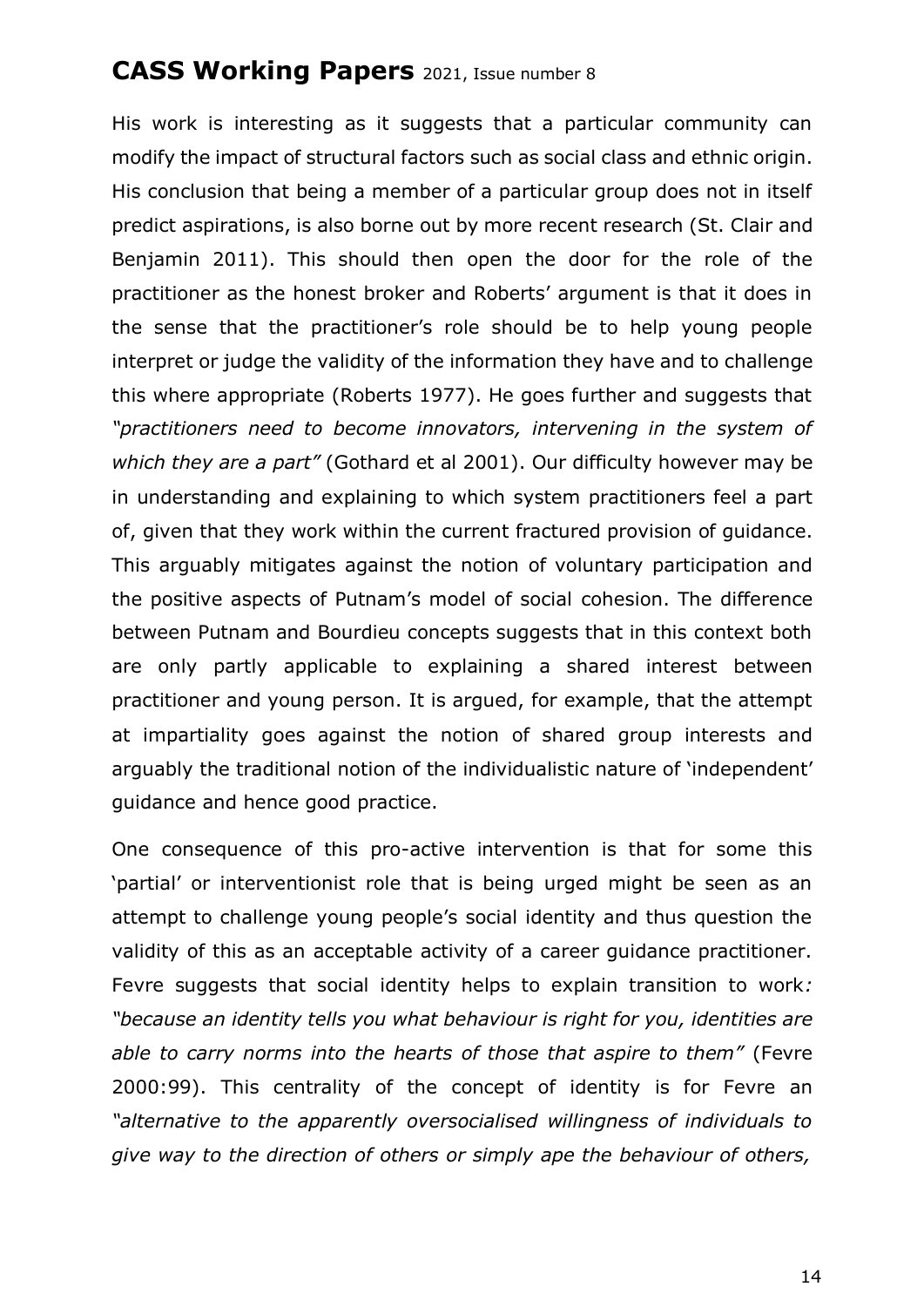His work is interesting as it suggests that a particular community can modify the impact of structural factors such as social class and ethnic origin. His conclusion that being a member of a particular group does not in itself predict aspirations, is also borne out by more recent research (St. Clair and Benjamin 2011). This should then open the door for the role of the practitioner as the honest broker and Roberts' argument is that it does in the sense that the practitioner's role should be to help young people interpret or judge the validity of the information they have and to challenge this where appropriate (Roberts 1977). He goes further and suggests that *"practitioners need to become innovators, intervening in the system of which they are a part"* (Gothard et al 2001). Our difficulty however may be in understanding and explaining to which system practitioners feel a part of, given that they work within the current fractured provision of guidance. This arguably mitigates against the notion of voluntary participation and the positive aspects of Putnam's model of social cohesion. The difference between Putnam and Bourdieu concepts suggests that in this context both are only partly applicable to explaining a shared interest between practitioner and young person. It is argued, for example, that the attempt at impartiality goes against the notion of shared group interests and arguably the traditional notion of the individualistic nature of 'independent' guidance and hence good practice.

One consequence of this pro-active intervention is that for some this 'partial' or interventionist role that is being urged might be seen as an attempt to challenge young people's social identity and thus question the validity of this as an acceptable activity of a career guidance practitioner. Fevre suggests that social identity helps to explain transition to work*: "because an identity tells you what behaviour is right for you, identities are able to carry norms into the hearts of those that aspire to them"* (Fevre 2000:99). This centrality of the concept of identity is for Fevre an *"alternative to the apparently oversocialised willingness of individuals to give way to the direction of others or simply ape the behaviour of others,*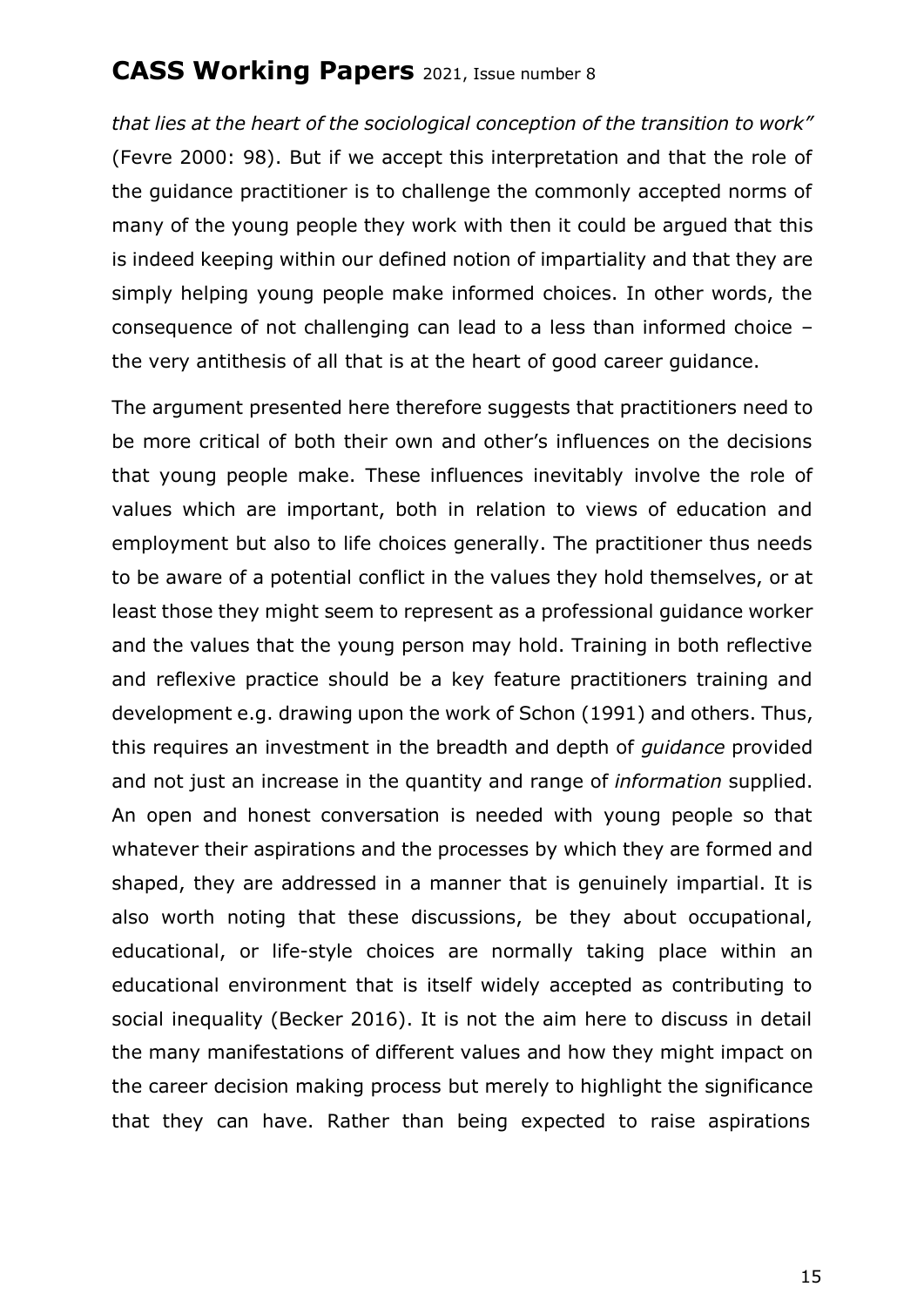*that lies at the heart of the sociological conception of the transition to work"* (Fevre 2000: 98). But if we accept this interpretation and that the role of the guidance practitioner is to challenge the commonly accepted norms of many of the young people they work with then it could be argued that this is indeed keeping within our defined notion of impartiality and that they are simply helping young people make informed choices. In other words, the consequence of not challenging can lead to a less than informed choice – the very antithesis of all that is at the heart of good career guidance.

The argument presented here therefore suggests that practitioners need to be more critical of both their own and other's influences on the decisions that young people make. These influences inevitably involve the role of values which are important, both in relation to views of education and employment but also to life choices generally. The practitioner thus needs to be aware of a potential conflict in the values they hold themselves, or at least those they might seem to represent as a professional guidance worker and the values that the young person may hold. Training in both reflective and reflexive practice should be a key feature practitioners training and development e.g. drawing upon the work of Schon (1991) and others. Thus, this requires an investment in the breadth and depth of *guidance* provided and not just an increase in the quantity and range of *information* supplied. An open and honest conversation is needed with young people so that whatever their aspirations and the processes by which they are formed and shaped, they are addressed in a manner that is genuinely impartial. It is also worth noting that these discussions, be they about occupational, educational, or life-style choices are normally taking place within an educational environment that is itself widely accepted as contributing to social inequality (Becker 2016). It is not the aim here to discuss in detail the many manifestations of different values and how they might impact on the career decision making process but merely to highlight the significance that they can have. Rather than being expected to raise aspirations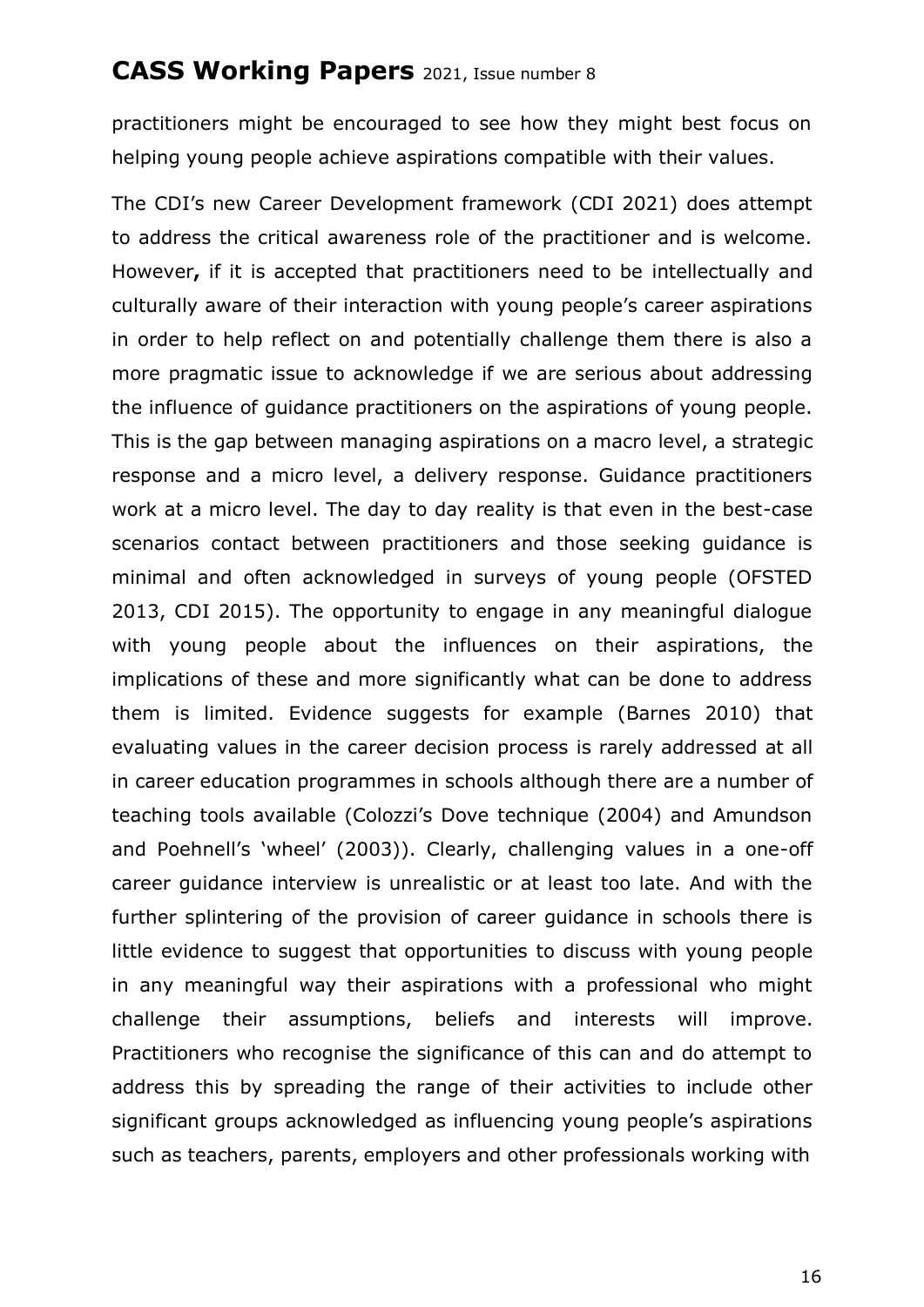practitioners might be encouraged to see how they might best focus on helping young people achieve aspirations compatible with their values.

The CDI's new Career Development framework (CDI 2021) does attempt to address the critical awareness role of the practitioner and is welcome. However**,** if it is accepted that practitioners need to be intellectually and culturally aware of their interaction with young people's career aspirations in order to help reflect on and potentially challenge them there is also a more pragmatic issue to acknowledge if we are serious about addressing the influence of guidance practitioners on the aspirations of young people. This is the gap between managing aspirations on a macro level, a strategic response and a micro level, a delivery response. Guidance practitioners work at a micro level. The day to day reality is that even in the best-case scenarios contact between practitioners and those seeking guidance is minimal and often acknowledged in surveys of young people (OFSTED 2013, CDI 2015). The opportunity to engage in any meaningful dialogue with young people about the influences on their aspirations, the implications of these and more significantly what can be done to address them is limited. Evidence suggests for example (Barnes 2010) that evaluating values in the career decision process is rarely addressed at all in career education programmes in schools although there are a number of teaching tools available (Colozzi's Dove technique (2004) and Amundson and Poehnell's 'wheel' (2003)). Clearly, challenging values in a one-off career guidance interview is unrealistic or at least too late. And with the further splintering of the provision of career guidance in schools there is little evidence to suggest that opportunities to discuss with young people in any meaningful way their aspirations with a professional who might challenge their assumptions, beliefs and interests will improve. Practitioners who recognise the significance of this can and do attempt to address this by spreading the range of their activities to include other significant groups acknowledged as influencing young people's aspirations such as teachers, parents, employers and other professionals working with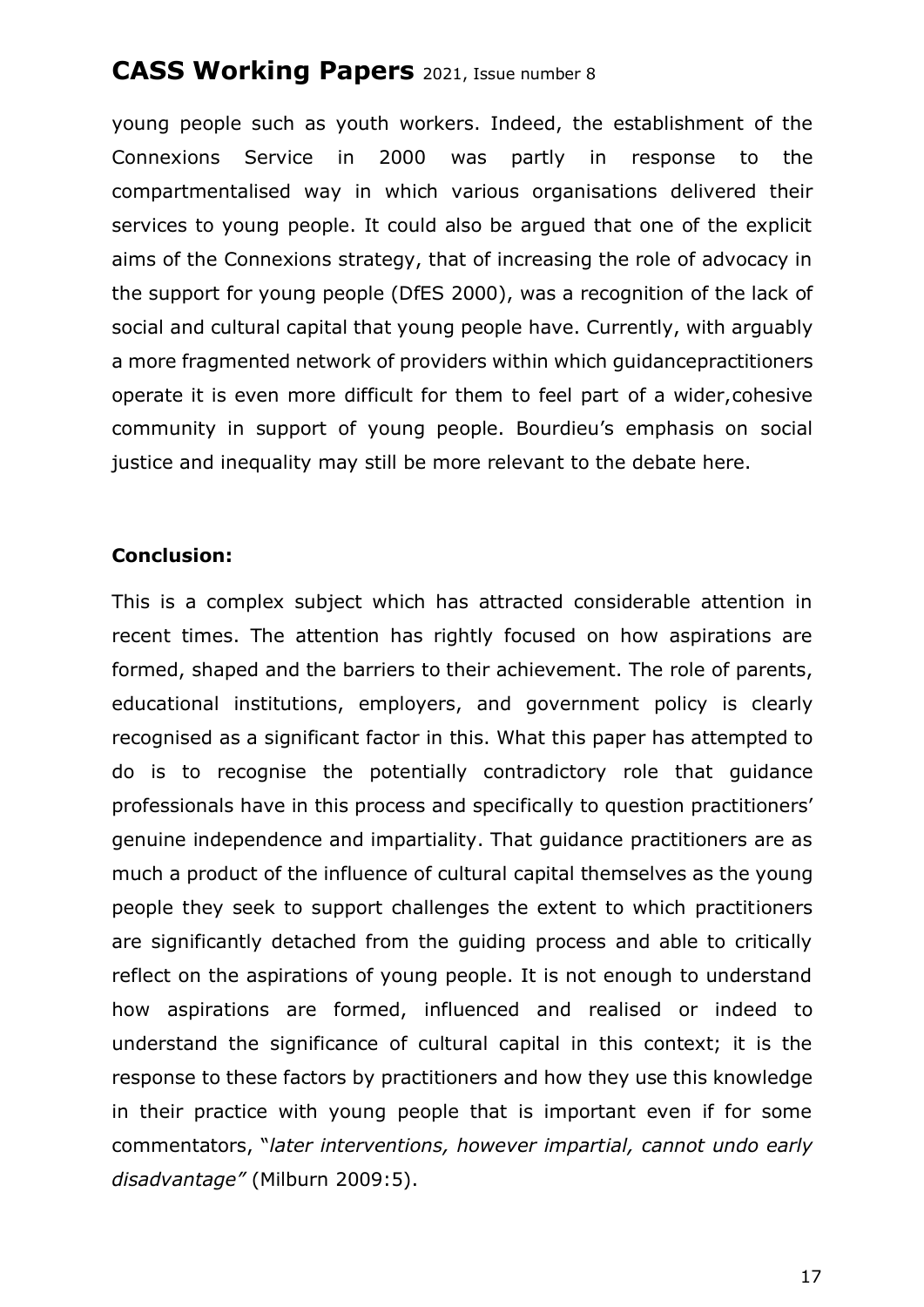young people such as youth workers. Indeed, the establishment of the Connexions Service in 2000 was partly in response to the compartmentalised way in which various organisations delivered their services to young people. It could also be argued that one of the explicit aims of the Connexions strategy, that of increasing the role of advocacy in the support for young people (DfES 2000), was a recognition of the lack of social and cultural capital that young people have. Currently, with arguably a more fragmented network of providers within which guidancepractitioners operate it is even more difficult for them to feel part of a wider,cohesive community in support of young people. Bourdieu's emphasis on social justice and inequality may still be more relevant to the debate here.

**Conclusion:**

This is a complex subject which has attracted considerable attention in recent times. The attention has rightly focused on how aspirations are formed, shaped and the barriers to their achievement. The role of parents, educational institutions, employers, and government policy is clearly recognised as a significant factor in this. What this paper has attempted to do is to recognise the potentially contradictory role that guidance professionals have in this process and specifically to question practitioners' genuine independence and impartiality. That guidance practitioners are as much a product of the influence of cultural capital themselves as the young people they seek to support challenges the extent to which practitioners are significantly detached from the guiding process and able to critically reflect on the aspirations of young people. It is not enough to understand how aspirations are formed, influenced and realised or indeed to understand the significance of cultural capital in this context; it is the response to these factors by practitioners and how they use this knowledge in their practice with young people that is important even if for some commentators, "*later interventions, however impartial, cannot undo early disadvantage"* (Milburn 2009:5).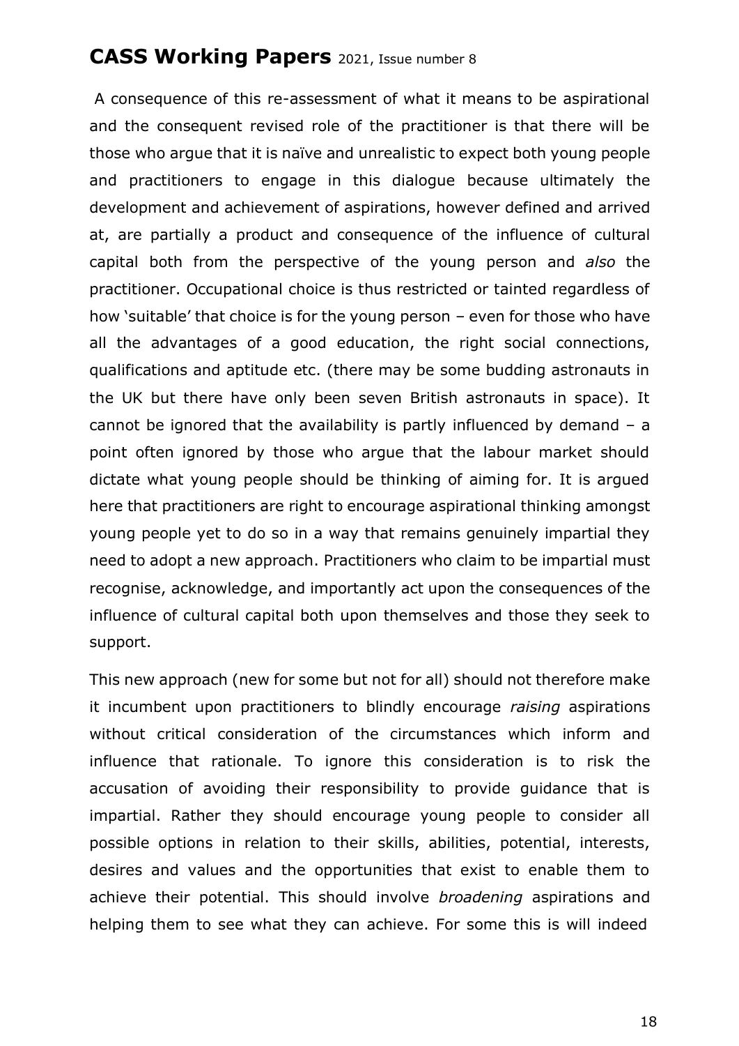A consequence of this re-assessment of what it means to be aspirational and the consequent revised role of the practitioner is that there will be those who argue that it is naïve and unrealistic to expect both young people and practitioners to engage in this dialogue because ultimately the development and achievement of aspirations, however defined and arrived at, are partially a product and consequence of the influence of cultural capital both from the perspective of the young person and *also* the practitioner. Occupational choice is thus restricted or tainted regardless of how 'suitable' that choice is for the young person – even for those who have all the advantages of a good education, the right social connections, qualifications and aptitude etc. (there may be some budding astronauts in the UK but there have only been seven British astronauts in space). It cannot be ignored that the availability is partly influenced by demand – a point often ignored by those who argue that the labour market should dictate what young people should be thinking of aiming for. It is argued here that practitioners are right to encourage aspirational thinking amongst young people yet to do so in a way that remains genuinely impartial they need to adopt a new approach. Practitioners who claim to be impartial must recognise, acknowledge, and importantly act upon the consequences of the influence of cultural capital both upon themselves and those they seek to support.

This new approach (new for some but not for all) should not therefore make it incumbent upon practitioners to blindly encourage *raising* aspirations without critical consideration of the circumstances which inform and influence that rationale. To ignore this consideration is to risk the accusation of avoiding their responsibility to provide guidance that is impartial. Rather they should encourage young people to consider all possible options in relation to their skills, abilities, potential, interests, desires and values and the opportunities that exist to enable them to achieve their potential. This should involve *broadening* aspirations and helping them to see what they can achieve. For some this is will indeed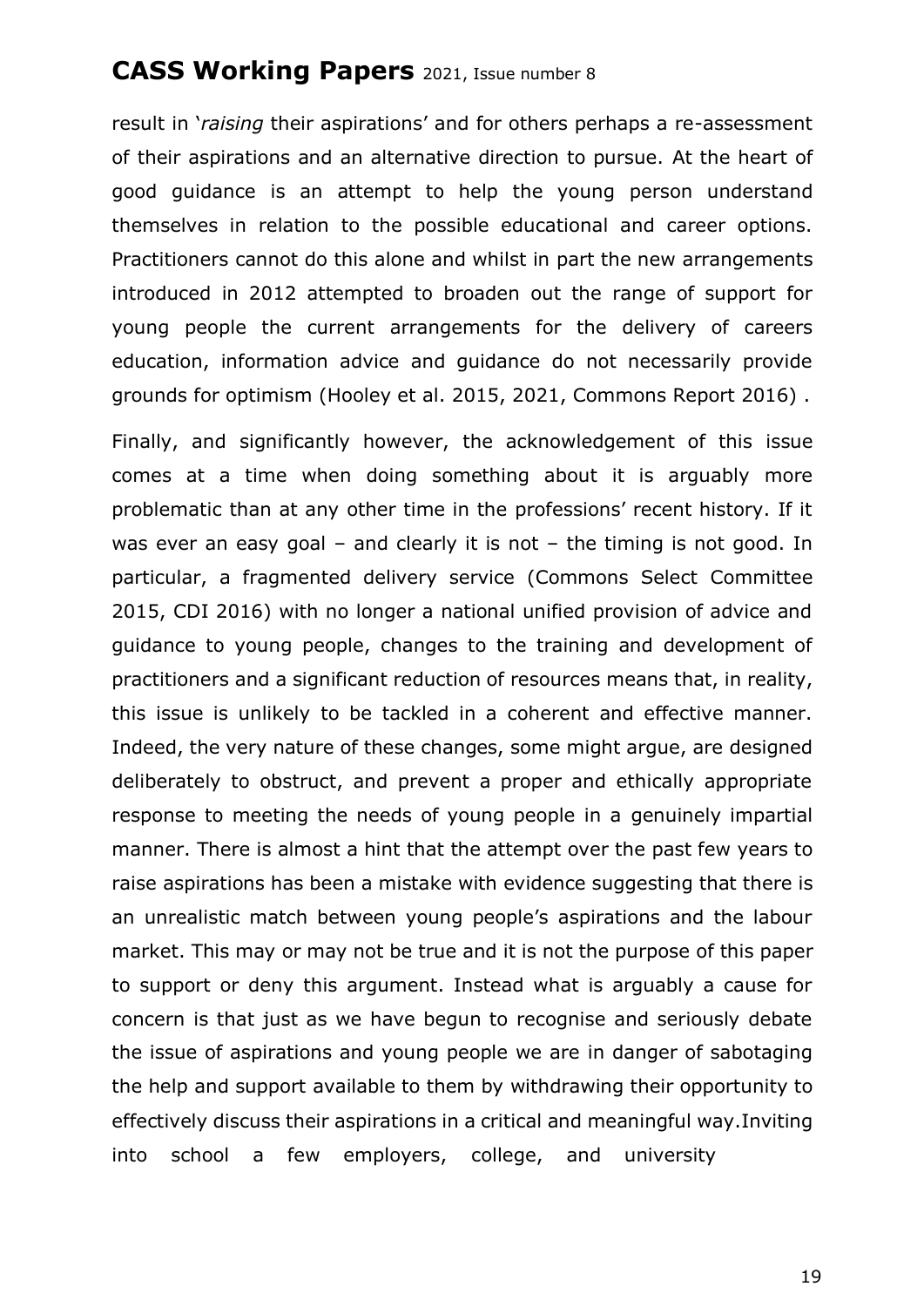result in '*raising* their aspirations' and for others perhaps a re-assessment of their aspirations and an alternative direction to pursue. At the heart of good guidance is an attempt to help the young person understand themselves in relation to the possible educational and career options. Practitioners cannot do this alone and whilst in part the new arrangements introduced in 2012 attempted to broaden out the range of support for young people the current arrangements for the delivery of careers education, information advice and guidance do not necessarily provide grounds for optimism (Hooley et al. 2015, 2021, Commons Report 2016) .

Finally, and significantly however, the acknowledgement of this issue comes at a time when doing something about it is arguably more problematic than at any other time in the professions' recent history. If it was ever an easy goal – and clearly it is not – the timing is not good. In particular, a fragmented delivery service (Commons Select Committee 2015, CDI 2016) with no longer a national unified provision of advice and guidance to young people, changes to the training and development of practitioners and a significant reduction of resources means that, in reality, this issue is unlikely to be tackled in a coherent and effective manner. Indeed, the very nature of these changes, some might argue, are designed deliberately to obstruct, and prevent a proper and ethically appropriate response to meeting the needs of young people in a genuinely impartial manner. There is almost a hint that the attempt over the past few years to raise aspirations has been a mistake with evidence suggesting that there is an unrealistic match between young people's aspirations and the labour market. This may or may not be true and it is not the purpose of this paper to support or deny this argument. Instead what is arguably a cause for concern is that just as we have begun to recognise and seriously debate the issue of aspirations and young people we are in danger of sabotaging the help and support available to them by withdrawing their opportunity to effectively discuss their aspirations in a critical and meaningful way.Inviting into school a few employers, college, and university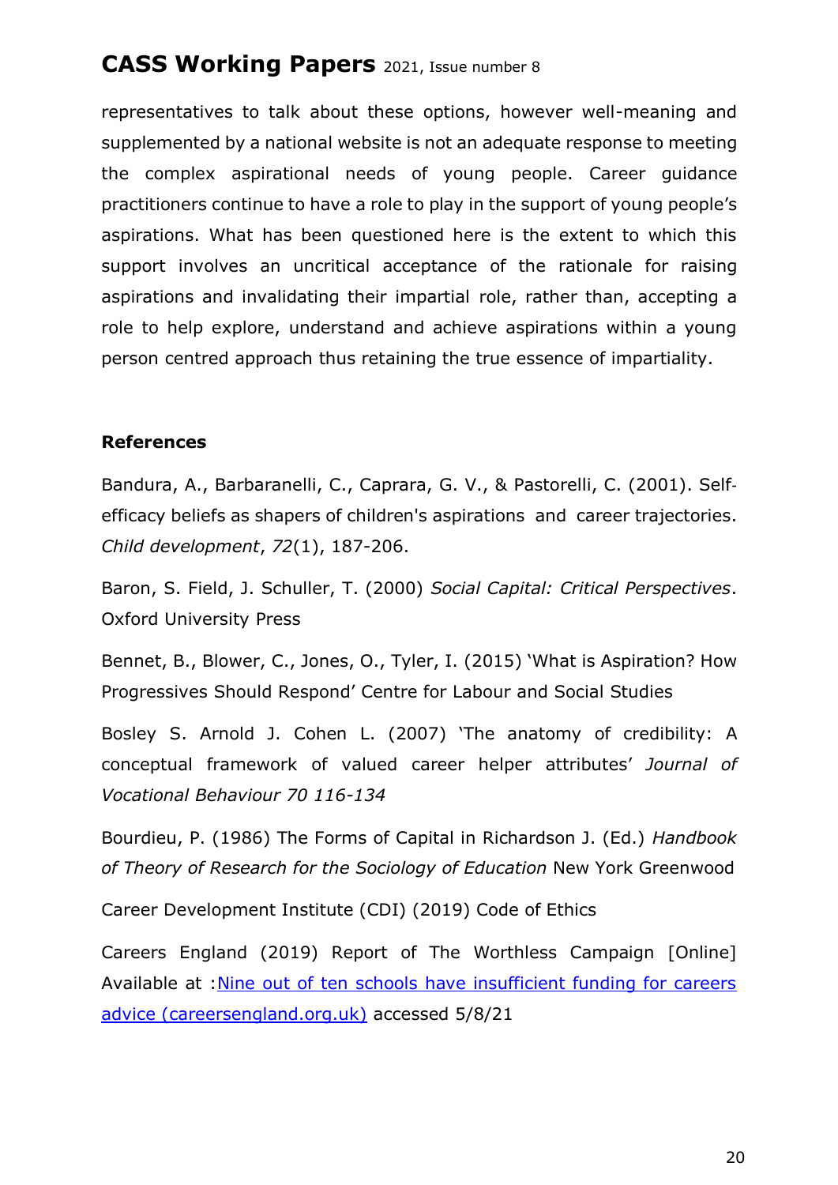representatives to talk about these options, however well-meaning and supplemented by a national website is not an adequate response to meeting the complex aspirational needs of young people. Career guidance practitioners continue to have a role to play in the support of young people's aspirations. What has been questioned here is the extent to which this support involves an uncritical acceptance of the rationale for raising aspirations and invalidating their impartial role, rather than, accepting a role to help explore, understand and achieve aspirations within a young person centred approach thus retaining the true essence of impartiality.

## References

Bandura, A., Barbaranelli, C., Caprara, G. V., & Pastorelli, C. (2001). Self-efficacy beliefs as shapers of children's aspirations and career trajectories. *Child development*, *72*(1), 187-206.

Baron, S. Field, J. Schuller, T. (2000) *Social Capital: Critical Perspectives*. Oxford University Press

Bennet, B., Blower, C., Jones, O., Tyler, I. (2015) 'What is Aspiration? How Progressives Should Respond' Centre for Labour and Social Studies

Bosley S. Arnold J. Cohen L. (2007) 'The anatomy of credibility: A conceptual framework of valued career helper attributes' *Journal of Vocational Behaviour 70 116-134*

Bourdieu, P. (1986) The Forms of Capital in Richardson J. (Ed.) *Handbook of Theory of Research for the Sociology of Education* New York Greenwood

Career Development Institute (CDI) (2019) Code of Ethics

Careers England (2019) Report of The Worthless Campaign [Online] Available at :[Nine out of ten schools have insufficient funding for careers advice (careersengland.org.uk)](careersengland.org.uk) accessed 5/8/21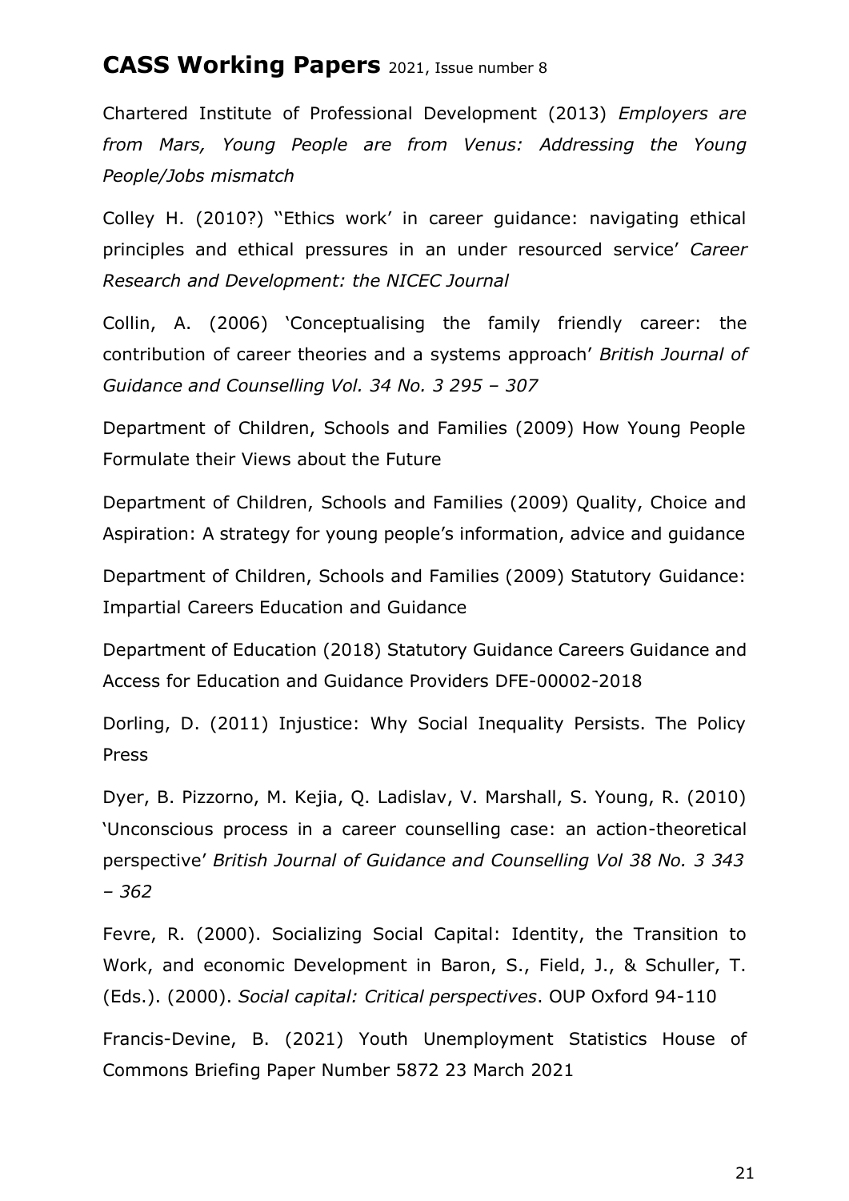Chartered Institute of Professional Development (2013) *Employers are from Mars, Young People are from Venus: Addressing the Young People/Jobs mismatch*

Colley H. (2010?) ''Ethics work' in career guidance: navigating ethical principles and ethical pressures in an under resourced service' *Career Research and Development: the NICEC Journal*

Collin, A. (2006) 'Conceptualising the family friendly career: the contribution of career theories and a systems approach' *British Journal of Guidance and Counselling Vol. 34 No. 3 295 – 307*

Department of Children, Schools and Families (2009) How Young People Formulate their Views about the Future

Department of Children, Schools and Families (2009) Quality, Choice and Aspiration: A strategy for young people's information, advice and guidance

Department of Children, Schools and Families (2009) Statutory Guidance: Impartial Careers Education and Guidance

Department of Education (2018) Statutory Guidance Careers Guidance and Access for Education and Guidance Providers DFE-00002-2018

Dorling, D. (2011) Injustice: Why Social Inequality Persists. The Policy Press

Dyer, B. Pizzorno, M. Kejia, Q. Ladislav, V. Marshall, S. Young, R. (2010) 'Unconscious process in a career counselling case: an action-theoretical perspective' *British Journal of Guidance and Counselling Vol 38 No. 3 343 – 362*

Fevre, R. (2000). Socializing Social Capital: Identity, the Transition to Work, and economic Development in Baron, S., Field, J., & Schuller, T. (Eds.). (2000). *Social capital: Critical perspectives*. OUP Oxford 94-110

Francis-Devine, B. (2021) Youth Unemployment Statistics House of Commons Briefing Paper Number 5872 23 March 2021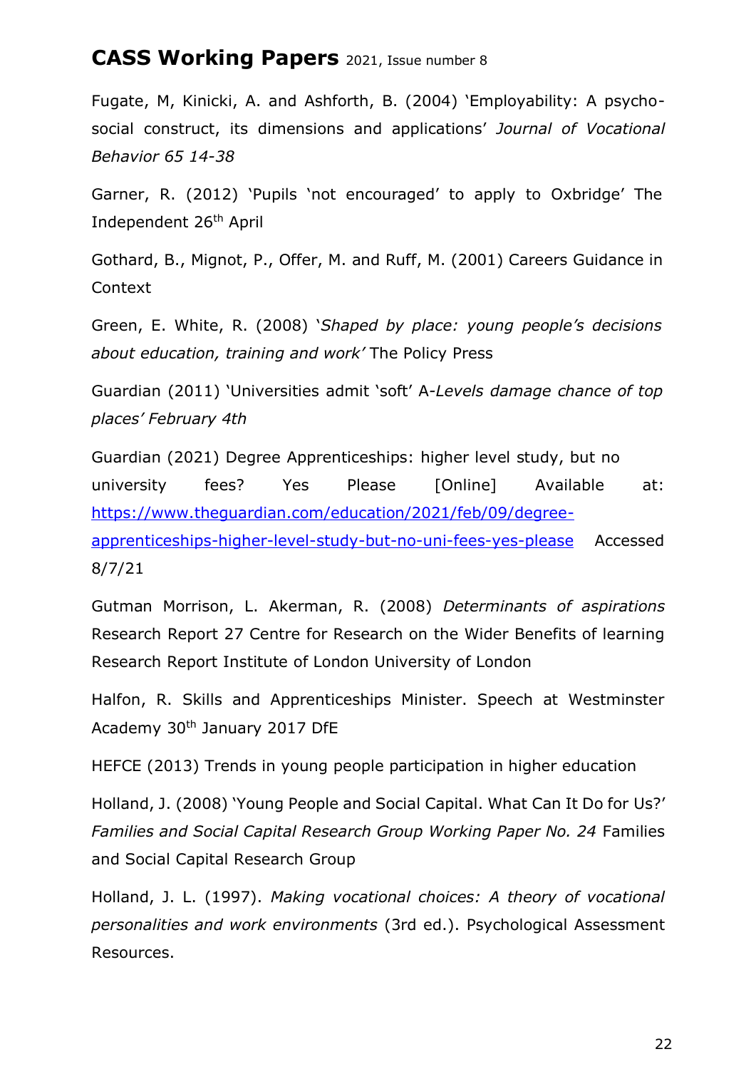Fugate, M, Kinicki, A. and Ashforth, B. (2004) 'Employability: A psycho-social construct, its dimensions and applications' *Journal of Vocational Behavior 65 14-38*

Garner, R. (2012) 'Pupils 'not encouraged' to apply to Oxbridge' The Independent 26th April

Gothard, B., Mignot, P., Offer, M. and Ruff, M. (2001) Careers Guidance in Context

Green, E. White, R. (2008) '*Shaped by place: young people's decisions about education, training and work'* The Policy Press

Guardian (2011) 'Universities admit 'soft' A-*Levels damage chance of top places' February 4th*

Guardian (2021) Degree Apprenticeships: higher level study, but no university fees? Yes Please [Online] Available at: [https://www.theguardian.com/education/2021/feb/09/degree-apprenticeships-higher-level-study-but-no-uni-fees-yes-please](https://www.theguardian.com/education/2021/feb/09/degree-apprenticeships-higher-level-study-but-no-uni-fees-yes-please) Accessed 8/7/21

Gutman Morrison, L. Akerman, R. (2008) *Determinants of aspirations* Research Report 27 Centre for Research on the Wider Benefits of learning Research Report Institute of London University of London

Halfon, R. Skills and Apprenticeships Minister. Speech at Westminster Academy 30th January 2017 DfE

HEFCE (2013) Trends in young people participation in higher education

Holland, J. (2008) 'Young People and Social Capital. What Can It Do for Us?' *Families and Social Capital Research Group Working Paper No. 24* Families and Social Capital Research Group

Holland, J. L. (1997). *Making vocational choices: A theory of vocational personalities and work environments* (3rd ed.). Psychological Assessment Resources.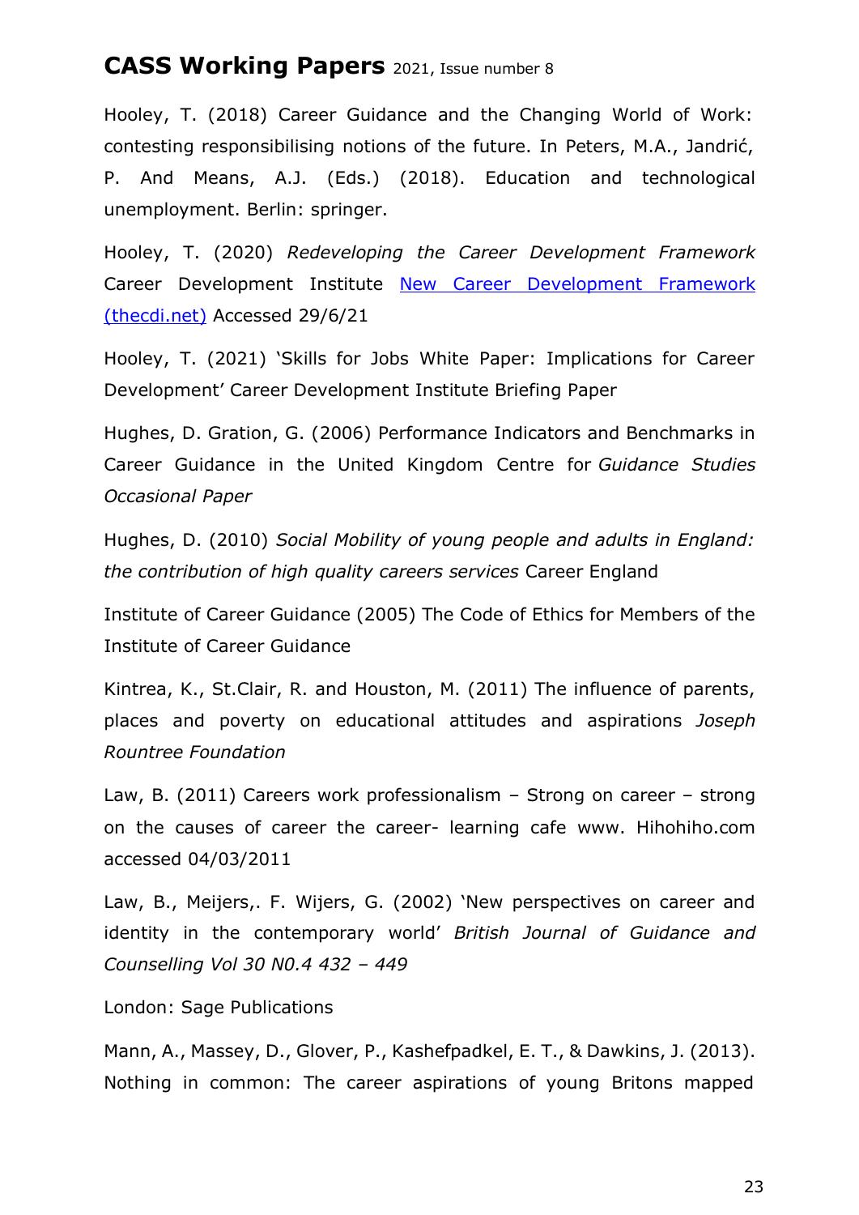Hooley, T. (2018) Career Guidance and the Changing World of Work: contesting responsibilising notions of the future. In Peters, M.A., Jandrić, P. And Means, A.J. (Eds.) (2018). Education and technological unemployment. Berlin: springer.

Hooley, T. (2020) *Redeveloping the Career Development Framework* Career Development Institute [New Career Development Framework (thecdi.net)](thecdi.net) Accessed 29/6/21

Hooley, T. (2021) 'Skills for Jobs White Paper: Implications for Career Development' Career Development Institute Briefing Paper

Hughes, D. Gration, G. (2006) Performance Indicators and Benchmarks in Career Guidance in the United Kingdom Centre for *Guidance Studies Occasional Paper*

Hughes, D. (2010) *Social Mobility of young people and adults in England: the contribution of high quality careers services* Career England

Institute of Career Guidance (2005) The Code of Ethics for Members of the Institute of Career Guidance

Kintrea, K., St.Clair, R. and Houston, M. (2011) The influence of parents, places and poverty on educational attitudes and aspirations *Joseph Rountree Foundation*

Law, B. (2011) Careers work professionalism – Strong on career – strong on the causes of career the career- learning cafe www. Hihohiho.com accessed 04/03/2011

Law, B., Meijers,. F. Wijers, G. (2002) 'New perspectives on career and identity in the contemporary world' *British Journal of Guidance and Counselling Vol 30 N0.4 432 – 449*

London: Sage Publications

Mann, A., Massey, D., Glover, P., Kashefpadkel, E. T., & Dawkins, J. (2013). Nothing in common: The career aspirations of young Britons mapped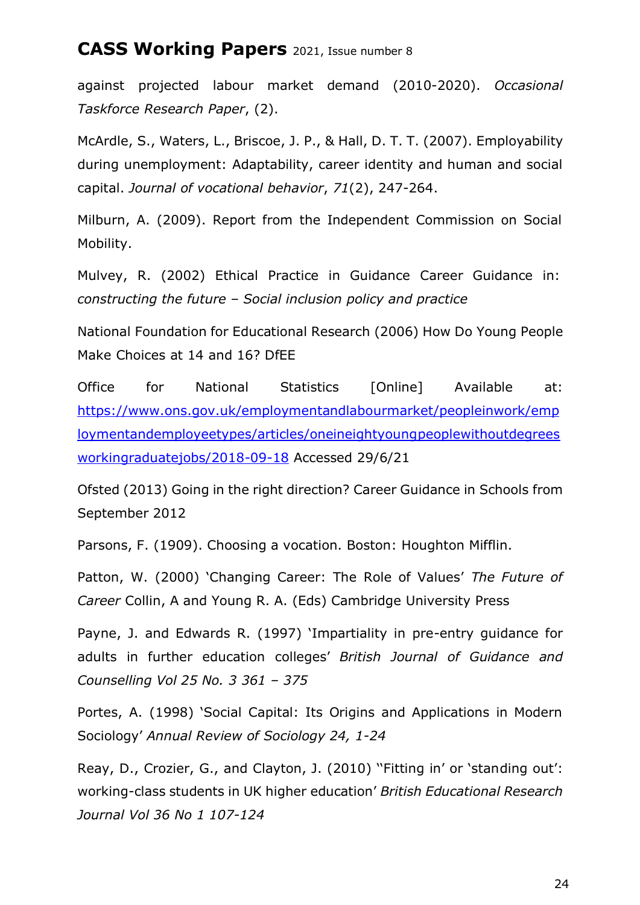against projected labour market demand (2010-2020). *Occasional Taskforce Research Paper*, (2).

McArdle, S., Waters, L., Briscoe, J. P., & Hall, D. T. T. (2007). Employability during unemployment: Adaptability, career identity and human and social capital. *Journal of vocational behavior*, *71*(2), 247-264.

Milburn, A. (2009). Report from the Independent Commission on Social Mobility.

Mulvey, R. (2002) Ethical Practice in Guidance Career Guidance in: *constructing the future – Social inclusion policy and practice*

National Foundation for Educational Research (2006) How Do Young People Make Choices at 14 and 16? DfEE

Office for National Statistics [Online] Available at: [https://www.ons.gov.uk/employmentandlabourmarket/peopleinwork/employmentandemployeetypes/articles/oneineightyoungpeoplewithoutdegreesworkingraduatejobs/2018-09-18](https://www.ons.gov.uk/employmentandlabourmarket/peopleinwork/employmentandemployeetypes/articles/oneineightyoungpeoplewithoutdegreesworkingraduatejobs/2018-09-18) Accessed 29/6/21

Ofsted (2013) Going in the right direction? Career Guidance in Schools from September 2012

Parsons, F. (1909). Choosing a vocation. Boston: Houghton Mifflin.

Patton, W. (2000) 'Changing Career: The Role of Values' *The Future of Career* Collin, A and Young R. A. (Eds) Cambridge University Press

Payne, J. and Edwards R. (1997) 'Impartiality in pre-entry guidance for adults in further education colleges' *British Journal of Guidance and Counselling Vol 25 No. 3 361 – 375*

Portes, A. (1998) 'Social Capital: Its Origins and Applications in Modern Sociology' *Annual Review of Sociology 24, 1-24*

Reay, D., Crozier, G., and Clayton, J. (2010) ''Fitting in' or 'standing out': working-class students in UK higher education' *British Educational Research Journal Vol 36 No 1 107-124*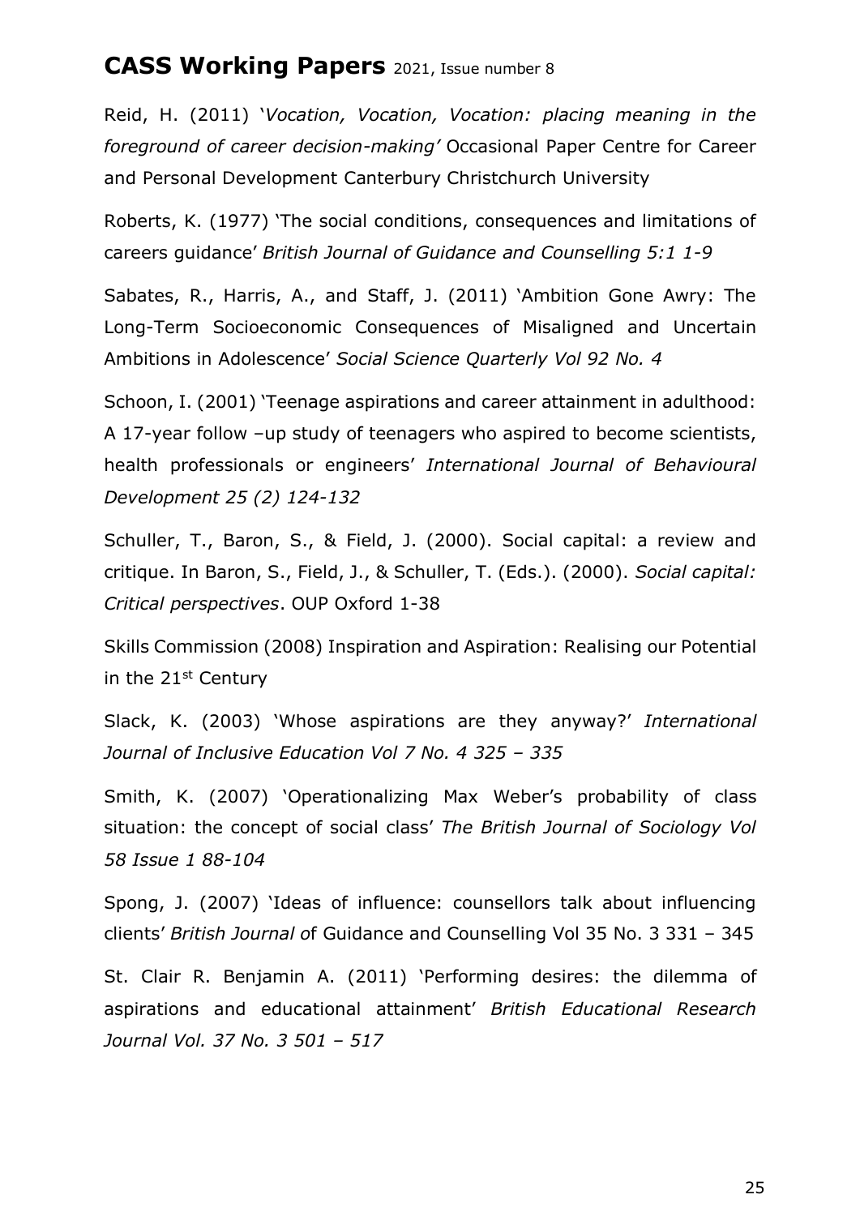Reid, H. (2011) '*Vocation, Vocation, Vocation: placing meaning in the foreground of career decision-making'* Occasional Paper Centre for Career and Personal Development Canterbury Christchurch University

Roberts, K. (1977) 'The social conditions, consequences and limitations of careers guidance' *British Journal of Guidance and Counselling 5:1 1-9*

Sabates, R., Harris, A., and Staff, J. (2011) 'Ambition Gone Awry: The Long-Term Socioeconomic Consequences of Misaligned and Uncertain Ambitions in Adolescence' *Social Science Quarterly Vol 92 No. 4*

Schoon, I. (2001) 'Teenage aspirations and career attainment in adulthood: A 17-year follow –up study of teenagers who aspired to become scientists, health professionals or engineers' *International Journal of Behavioural Development 25 (2) 124-132*

Schuller, T., Baron, S., & Field, J. (2000). Social capital: a review and critique. In Baron, S., Field, J., & Schuller, T. (Eds.). (2000). *Social capital: Critical perspectives*. OUP Oxford 1-38

Skills Commission (2008) Inspiration and Aspiration: Realising our Potential in the 21st Century

Slack, K. (2003) 'Whose aspirations are they anyway?' *International Journal of Inclusive Education Vol 7 No. 4 325 – 335*

Smith, K. (2007) 'Operationalizing Max Weber's probability of class situation: the concept of social class' *The British Journal of Sociology Vol 58 Issue 1 88-104*

Spong, J. (2007) 'Ideas of influence: counsellors talk about influencing clients' *British Journal o*f Guidance and Counselling Vol 35 No. 3 331 – 345

St. Clair R. Benjamin A. (2011) 'Performing desires: the dilemma of aspirations and educational attainment' *British Educational Research Journal Vol. 37 No. 3 501 – 517*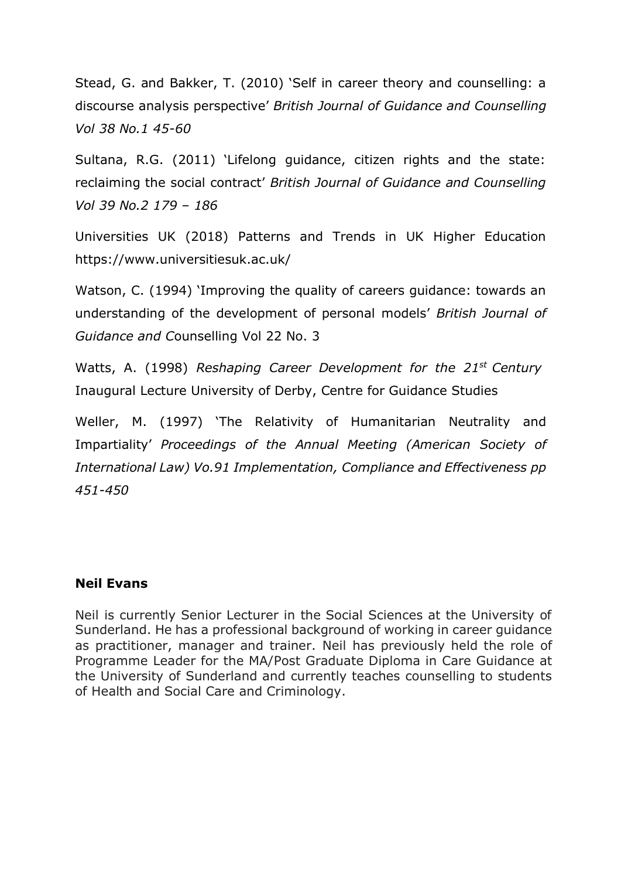Stead, G. and Bakker, T. (2010) 'Self in career theory and counselling: a discourse analysis perspective' *British Journal of Guidance and Counselling Vol 38 No.1 45-60*

Sultana, R.G. (2011) 'Lifelong guidance, citizen rights and the state: reclaiming the social contract' *British Journal of Guidance and Counselling Vol 39 No.2 179 – 186*

Universities UK (2018) Patterns and Trends in UK Higher Education https://www.universitiesuk.ac.uk/

Watson, C. (1994) 'Improving the quality of careers guidance: towards an understanding of the development of personal models' *British Journal of Guidance and C*ounselling Vol 22 No. 3

Watts, A. (1998) *Reshaping Career Development for the 21st Century* Inaugural Lecture University of Derby, Centre for Guidance Studies

Weller, M. (1997) 'The Relativity of Humanitarian Neutrality and Impartiality' *Proceedings of the Annual Meeting (American Society of International Law) Vo.91 Implementation, Compliance and Effectiveness pp 451-450*

**Neil Evans**

Neil is currently Senior Lecturer in the Social Sciences at the University of Sunderland. He has a professional background of working in career guidance as practitioner, manager and trainer. Neil has previously held the role of Programme Leader for the MA/Post Graduate Diploma in Care Guidance at the University of Sunderland and currently teaches counselling to students of Health and Social Care and Criminology.